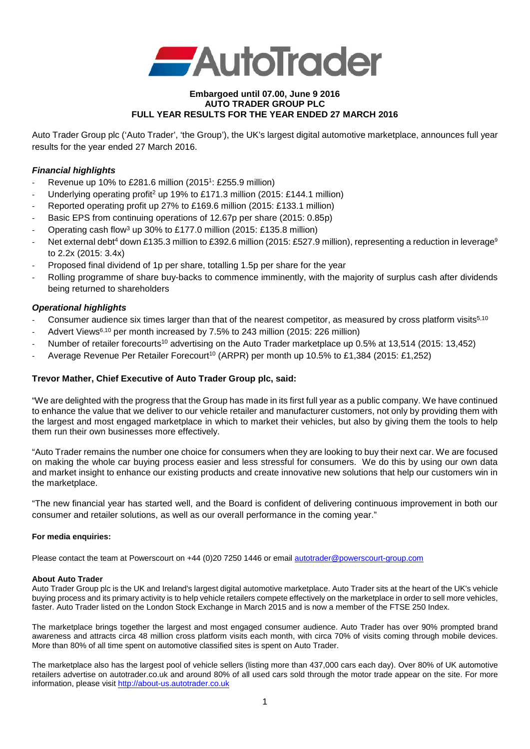**Embargoed until 07.00, June 9 2016**
**AUTO TRADER GROUP PLC**
**FULL YEAR RESULTS FOR THE YEAR ENDED 27 MARCH 2016**

Auto Trader Group plc ('Auto Trader', 'the Group'), the UK's largest digital automotive marketplace, announces full year results for the year ended 27 March 2016.

### *Financial highlights*

- Revenue up 10% to £281.6 million (2015[1]: £255.9 million)
- Underlying operating profit[2] up 19% to £171.3 million (2015: £144.1 million)
- Reported operating profit up 27% to £169.6 million (2015: £133.1 million)
- Basic EPS from continuing operations of 12.67p per share (2015: 0.85p)
- Operating cash flow[3] up 30% to £177.0 million (2015: £135.8 million)
- Net external debt[4] down £135.3 million to £392.6 million (2015: £527.9 million), representing a reduction in leverage[9] to 2.2x (2015: 3.4x)
- Proposed final dividend of 1p per share, totalling 1.5p per share for the year
- Rolling programme of share buy-backs to commence imminently, with the majority of surplus cash after dividends being returned to shareholders

### *Operational highlights*

- Consumer audience six times larger than that of the nearest competitor, as measured by cross platform visits[5,10]
- Advert Views[6,10] per month increased by 7.5% to 243 million (2015: 226 million)
- Number of retailer forecourts[10] advertising on the Auto Trader marketplace up 0.5% at 13,514 (2015: 13,452)
- Average Revenue Per Retailer Forecourt[10] (ARPR) per month up 10.5% to £1,384 (2015: £1,252)

### Trevor Mather, Chief Executive of Auto Trader Group plc, said:

"We are delighted with the progress that the Group has made in its first full year as a public company. We have continued to enhance the value that we deliver to our vehicle retailer and manufacturer customers, not only by providing them with the largest and most engaged marketplace in which to market their vehicles, but also by giving them the tools to help them run their own businesses more effectively.

"Auto Trader remains the number one choice for consumers when they are looking to buy their next car. We are focused on making the whole car buying process easier and less stressful for consumers. We do this by using our own data and market insight to enhance our existing products and create innovative new solutions that help our customers win in the marketplace.

"The new financial year has started well, and the Board is confident of delivering continuous improvement in both our consumer and retailer solutions, as well as our overall performance in the coming year."

**For media enquiries:**

Please contact the team at Powerscourt on +44 (0)20 7250 1446 or email autotrader@powerscourt-group.com

**About Auto Trader**

Auto Trader Group plc is the UK and Ireland's largest digital automotive marketplace. Auto Trader sits at the heart of the UK's vehicle buying process and its primary activity is to help vehicle retailers compete effectively on the marketplace in order to sell more vehicles, faster. Auto Trader listed on the London Stock Exchange in March 2015 and is now a member of the FTSE 250 Index.

The marketplace brings together the largest and most engaged consumer audience. Auto Trader has over 90% prompted brand awareness and attracts circa 48 million cross platform visits each month, with circa 70% of visits coming through mobile devices. More than 80% of all time spent on automotive classified sites is spent on Auto Trader.

The marketplace also has the largest pool of vehicle sellers (listing more than 437,000 cars each day). Over 80% of UK automotive retailers advertise on autotrader.co.uk and around 80% of all used cars sold through the motor trade appear on the site. For more information, please visit http://about-us.autotrader.co.uk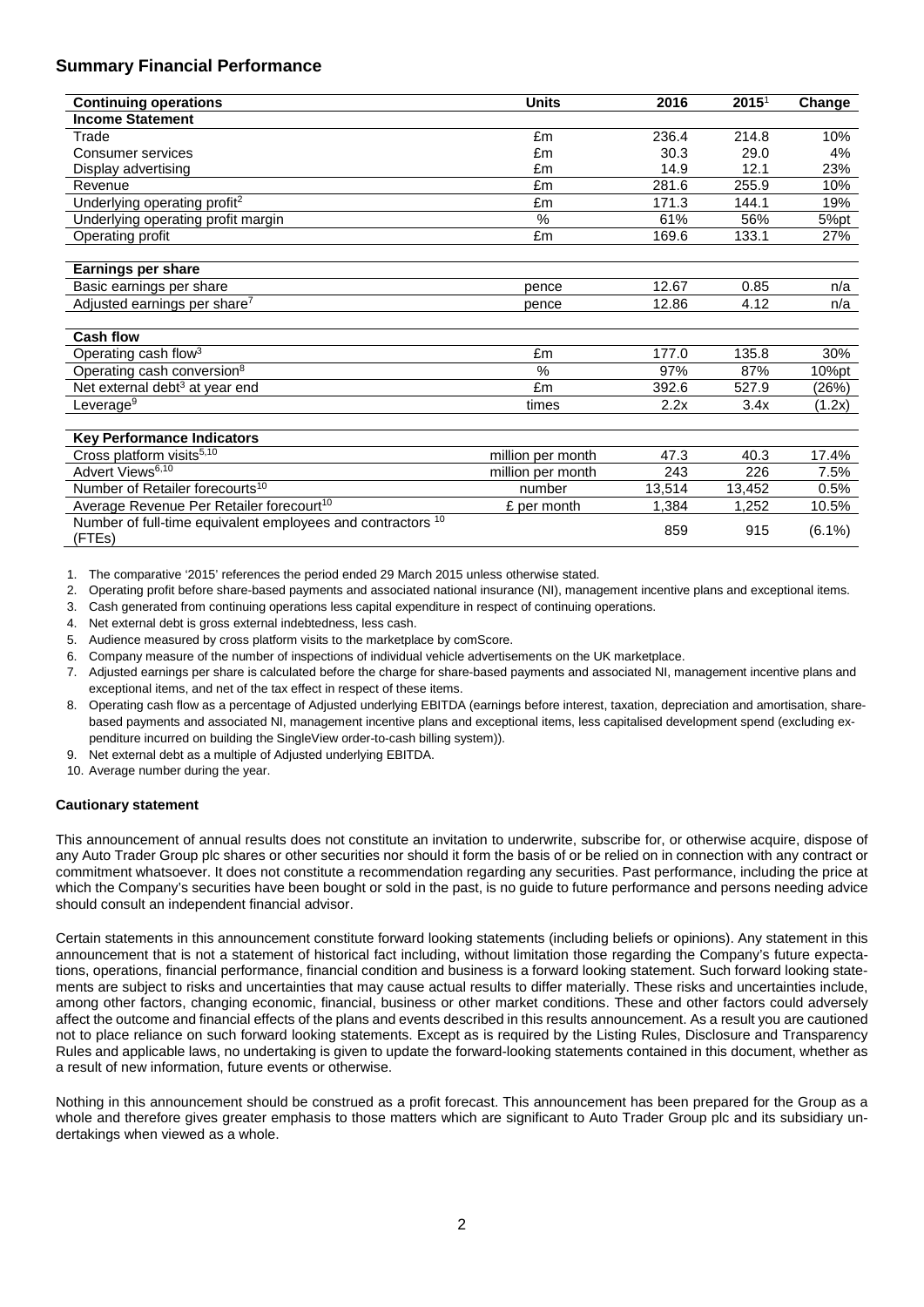## Summary Financial Performance

| Continuing operations | Units | 2016 | 2015[1] | Change |
|---|---|---|---|---|
| **Income Statement** | | | | |
| Trade | £m | 236.4 | 214.8 | 10% |
| Consumer services | £m | 30.3 | 29.0 | 4% |
| Display advertising | £m | 14.9 | 12.1 | 23% |
| Revenue | £m | 281.6 | 255.9 | 10% |
| Underlying operating profit[2] | £m | 171.3 | 144.1 | 19% |
| Underlying operating profit margin | % | 61% | 56% | 5%pt |
| Operating profit | £m | 169.6 | 133.1 | 27% |
| | | | | |
| **Earnings per share** | | | | |
| Basic earnings per share | pence | 12.67 | 0.85 | n/a |
| Adjusted earnings per share[7] | pence | 12.86 | 4.12 | n/a |
| | | | | |
| **Cash flow** | | | | |
| Operating cash flow[3] | £m | 177.0 | 135.8 | 30% |
| Operating cash conversion[8] | % | 97% | 87% | 10%pt |
| Net external debt[3] at year end | £m | 392.6 | 527.9 | (26%) |
| Leverage[9] | times | 2.2x | 3.4x | (1.2x) |
| | | | | |
| **Key Performance Indicators** | | | | |
| Cross platform visits[5,10] | million per month | 47.3 | 40.3 | 17.4% |
| Advert Views[6,10] | million per month | 243 | 226 | 7.5% |
| Number of Retailer forecourts[10] | number | 13,514 | 13,452 | 0.5% |
| Average Revenue Per Retailer forecourt[10] | £ per month | 1,384 | 1,252 | 10.5% |
| Number of full-time equivalent employees and contractors [10] (FTEs) | | 859 | 915 | (6.1%) |

1. The comparative '2015' references the period ended 29 March 2015 unless otherwise stated.
2. Operating profit before share-based payments and associated national insurance (NI), management incentive plans and exceptional items.
3. Cash generated from continuing operations less capital expenditure in respect of continuing operations.
4. Net external debt is gross external indebtedness, less cash.
5. Audience measured by cross platform visits to the marketplace by comScore.
6. Company measure of the number of inspections of individual vehicle advertisements on the UK marketplace.
7. Adjusted earnings per share is calculated before the charge for share-based payments and associated NI, management incentive plans and exceptional items, and net of the tax effect in respect of these items.
8. Operating cash flow as a percentage of Adjusted underlying EBITDA (earnings before interest, taxation, depreciation and amortisation, share-based payments and associated NI, management incentive plans and exceptional items, less capitalised development spend (excluding expenditure incurred on building the SingleView order-to-cash billing system)).
9. Net external debt as a multiple of Adjusted underlying EBITDA.
10. Average number during the year.

**Cautionary statement**

This announcement of annual results does not constitute an invitation to underwrite, subscribe for, or otherwise acquire, dispose of any Auto Trader Group plc shares or other securities nor should it form the basis of or be relied on in connection with any contract or commitment whatsoever. It does not constitute a recommendation regarding any securities. Past performance, including the price at which the Company's securities have been bought or sold in the past, is no guide to future performance and persons needing advice should consult an independent financial advisor.

Certain statements in this announcement constitute forward looking statements (including beliefs or opinions). Any statement in this announcement that is not a statement of historical fact including, without limitation those regarding the Company's future expectations, operations, financial performance, financial condition and business is a forward looking statement. Such forward looking statements are subject to risks and uncertainties that may cause actual results to differ materially. These risks and uncertainties include, among other factors, changing economic, financial, business or other market conditions. These and other factors could adversely affect the outcome and financial effects of the plans and events described in this results announcement. As a result you are cautioned not to place reliance on such forward looking statements. Except as is required by the Listing Rules, Disclosure and Transparency Rules and applicable laws, no undertaking is given to update the forward-looking statements contained in this document, whether as a result of new information, future events or otherwise.

Nothing in this announcement should be construed as a profit forecast. This announcement has been prepared for the Group as a whole and therefore gives greater emphasis to those matters which are significant to Auto Trader Group plc and its subsidiary undertakings when viewed as a whole.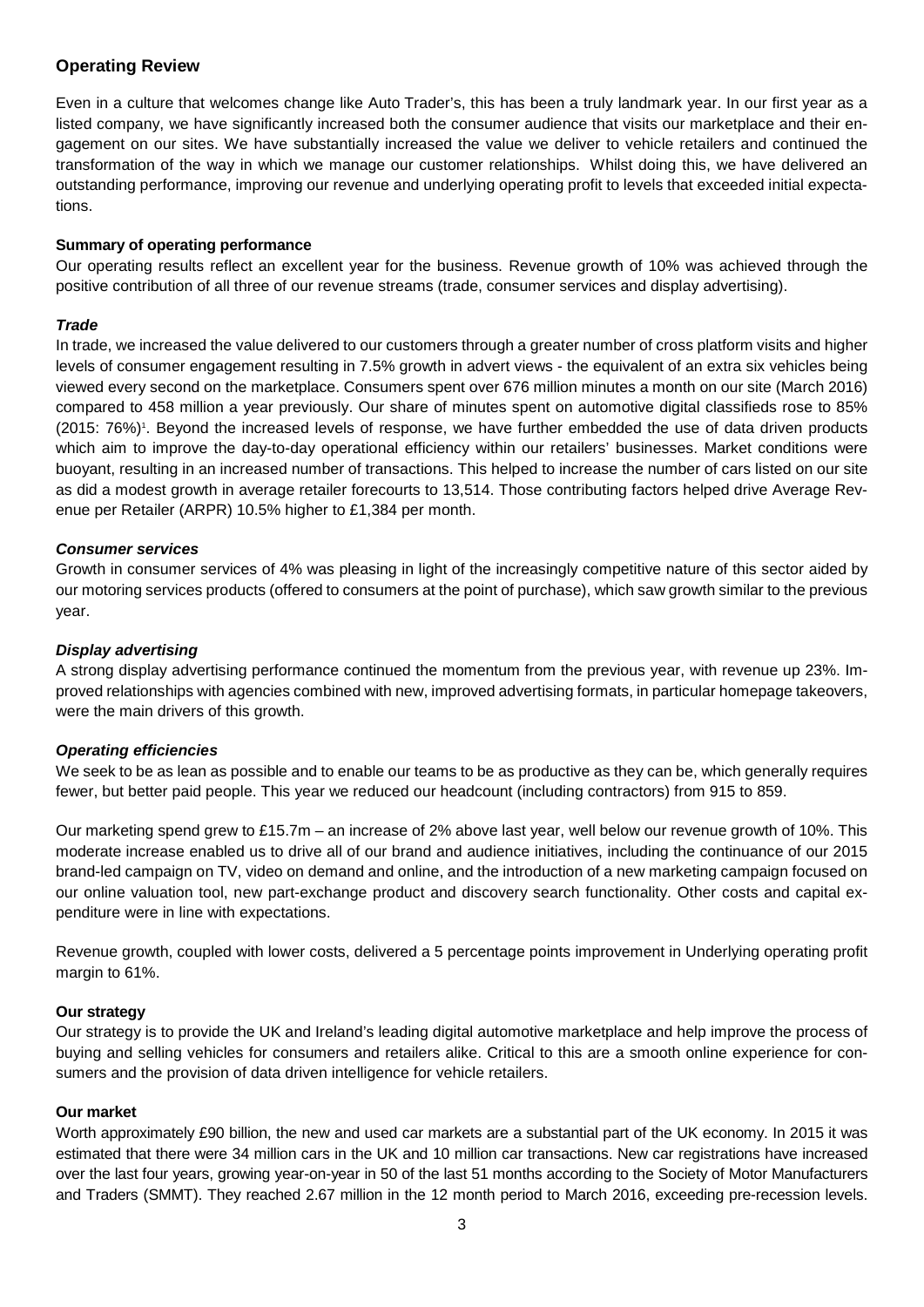## Operating Review

Even in a culture that welcomes change like Auto Trader's, this has been a truly landmark year. In our first year as a listed company, we have significantly increased both the consumer audience that visits our marketplace and their engagement on our sites. We have substantially increased the value we deliver to vehicle retailers and continued the transformation of the way in which we manage our customer relationships. Whilst doing this, we have delivered an outstanding performance, improving our revenue and underlying operating profit to levels that exceeded initial expectations.

### Summary of operating performance

Our operating results reflect an excellent year for the business. Revenue growth of 10% was achieved through the positive contribution of all three of our revenue streams (trade, consumer services and display advertising).

#### *Trade*

In trade, we increased the value delivered to our customers through a greater number of cross platform visits and higher levels of consumer engagement resulting in 7.5% growth in advert views - the equivalent of an extra six vehicles being viewed every second on the marketplace. Consumers spent over 676 million minutes a month on our site (March 2016) compared to 458 million a year previously. Our share of minutes spent on automotive digital classifieds rose to 85% (2015: 76%)[1]. Beyond the increased levels of response, we have further embedded the use of data driven products which aim to improve the day-to-day operational efficiency within our retailers' businesses. Market conditions were buoyant, resulting in an increased number of transactions. This helped to increase the number of cars listed on our site as did a modest growth in average retailer forecourts to 13,514. Those contributing factors helped drive Average Revenue per Retailer (ARPR) 10.5% higher to £1,384 per month.

#### *Consumer services*

Growth in consumer services of 4% was pleasing in light of the increasingly competitive nature of this sector aided by our motoring services products (offered to consumers at the point of purchase), which saw growth similar to the previous year.

#### *Display advertising*

A strong display advertising performance continued the momentum from the previous year, with revenue up 23%. Improved relationships with agencies combined with new, improved advertising formats, in particular homepage takeovers, were the main drivers of this growth.

#### *Operating efficiencies*

We seek to be as lean as possible and to enable our teams to be as productive as they can be, which generally requires fewer, but better paid people. This year we reduced our headcount (including contractors) from 915 to 859.

Our marketing spend grew to £15.7m – an increase of 2% above last year, well below our revenue growth of 10%. This moderate increase enabled us to drive all of our brand and audience initiatives, including the continuance of our 2015 brand-led campaign on TV, video on demand and online, and the introduction of a new marketing campaign focused on our online valuation tool, new part-exchange product and discovery search functionality. Other costs and capital expenditure were in line with expectations.

Revenue growth, coupled with lower costs, delivered a 5 percentage points improvement in Underlying operating profit margin to 61%.

### Our strategy

Our strategy is to provide the UK and Ireland's leading digital automotive marketplace and help improve the process of buying and selling vehicles for consumers and retailers alike. Critical to this are a smooth online experience for consumers and the provision of data driven intelligence for vehicle retailers.

### Our market

Worth approximately £90 billion, the new and used car markets are a substantial part of the UK economy. In 2015 it was estimated that there were 34 million cars in the UK and 10 million car transactions. New car registrations have increased over the last four years, growing year-on-year in 50 of the last 51 months according to the Society of Motor Manufacturers and Traders (SMMT). They reached 2.67 million in the 12 month period to March 2016, exceeding pre-recession levels.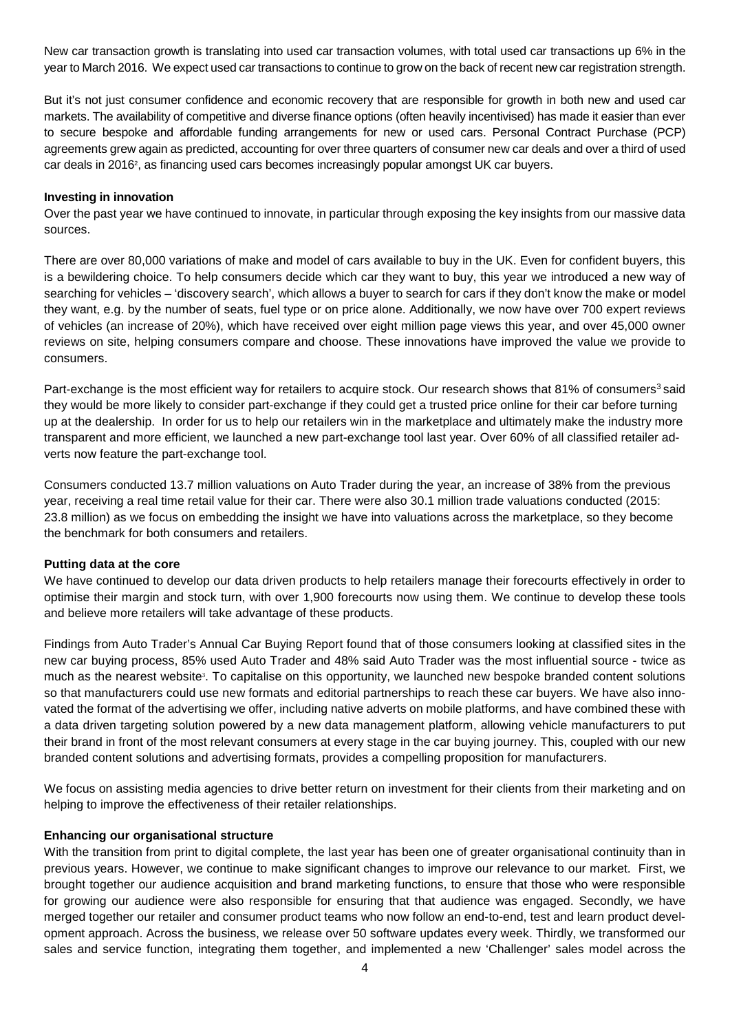New car transaction growth is translating into used car transaction volumes, with total used car transactions up 6% in the year to March 2016. We expect used car transactions to continue to grow on the back of recent new car registration strength.

But it's not just consumer confidence and economic recovery that are responsible for growth in both new and used car markets. The availability of competitive and diverse finance options (often heavily incentivised) has made it easier than ever to secure bespoke and affordable funding arrangements for new or used cars. Personal Contract Purchase (PCP) agreements grew again as predicted, accounting for over three quarters of consumer new car deals and over a third of used car deals in 2016[2], as financing used cars becomes increasingly popular amongst UK car buyers.

**Investing in innovation**

Over the past year we have continued to innovate, in particular through exposing the key insights from our massive data sources.

There are over 80,000 variations of make and model of cars available to buy in the UK. Even for confident buyers, this is a bewildering choice. To help consumers decide which car they want to buy, this year we introduced a new way of searching for vehicles – 'discovery search', which allows a buyer to search for cars if they don't know the make or model they want, e.g. by the number of seats, fuel type or on price alone. Additionally, we now have over 700 expert reviews of vehicles (an increase of 20%), which have received over eight million page views this year, and over 45,000 owner reviews on site, helping consumers compare and choose. These innovations have improved the value we provide to consumers.

Part-exchange is the most efficient way for retailers to acquire stock. Our research shows that 81% of consumers[3] said they would be more likely to consider part-exchange if they could get a trusted price online for their car before turning up at the dealership. In order for us to help our retailers win in the marketplace and ultimately make the industry more transparent and more efficient, we launched a new part-exchange tool last year. Over 60% of all classified retailer adverts now feature the part-exchange tool.

Consumers conducted 13.7 million valuations on Auto Trader during the year, an increase of 38% from the previous year, receiving a real time retail value for their car. There were also 30.1 million trade valuations conducted (2015: 23.8 million) as we focus on embedding the insight we have into valuations across the marketplace, so they become the benchmark for both consumers and retailers.

**Putting data at the core**

We have continued to develop our data driven products to help retailers manage their forecourts effectively in order to optimise their margin and stock turn, with over 1,900 forecourts now using them. We continue to develop these tools and believe more retailers will take advantage of these products.

Findings from Auto Trader's Annual Car Buying Report found that of those consumers looking at classified sites in the new car buying process, 85% used Auto Trader and 48% said Auto Trader was the most influential source - twice as much as the nearest website[3]. To capitalise on this opportunity, we launched new bespoke branded content solutions so that manufacturers could use new formats and editorial partnerships to reach these car buyers. We have also innovated the format of the advertising we offer, including native adverts on mobile platforms, and have combined these with a data driven targeting solution powered by a new data management platform, allowing vehicle manufacturers to put their brand in front of the most relevant consumers at every stage in the car buying journey. This, coupled with our new branded content solutions and advertising formats, provides a compelling proposition for manufacturers.

We focus on assisting media agencies to drive better return on investment for their clients from their marketing and on helping to improve the effectiveness of their retailer relationships.

**Enhancing our organisational structure**

With the transition from print to digital complete, the last year has been one of greater organisational continuity than in previous years. However, we continue to make significant changes to improve our relevance to our market. First, we brought together our audience acquisition and brand marketing functions, to ensure that those who were responsible for growing our audience were also responsible for ensuring that that audience was engaged. Secondly, we have merged together our retailer and consumer product teams who now follow an end-to-end, test and learn product development approach. Across the business, we release over 50 software updates every week. Thirdly, we transformed our sales and service function, integrating them together, and implemented a new 'Challenger' sales model across the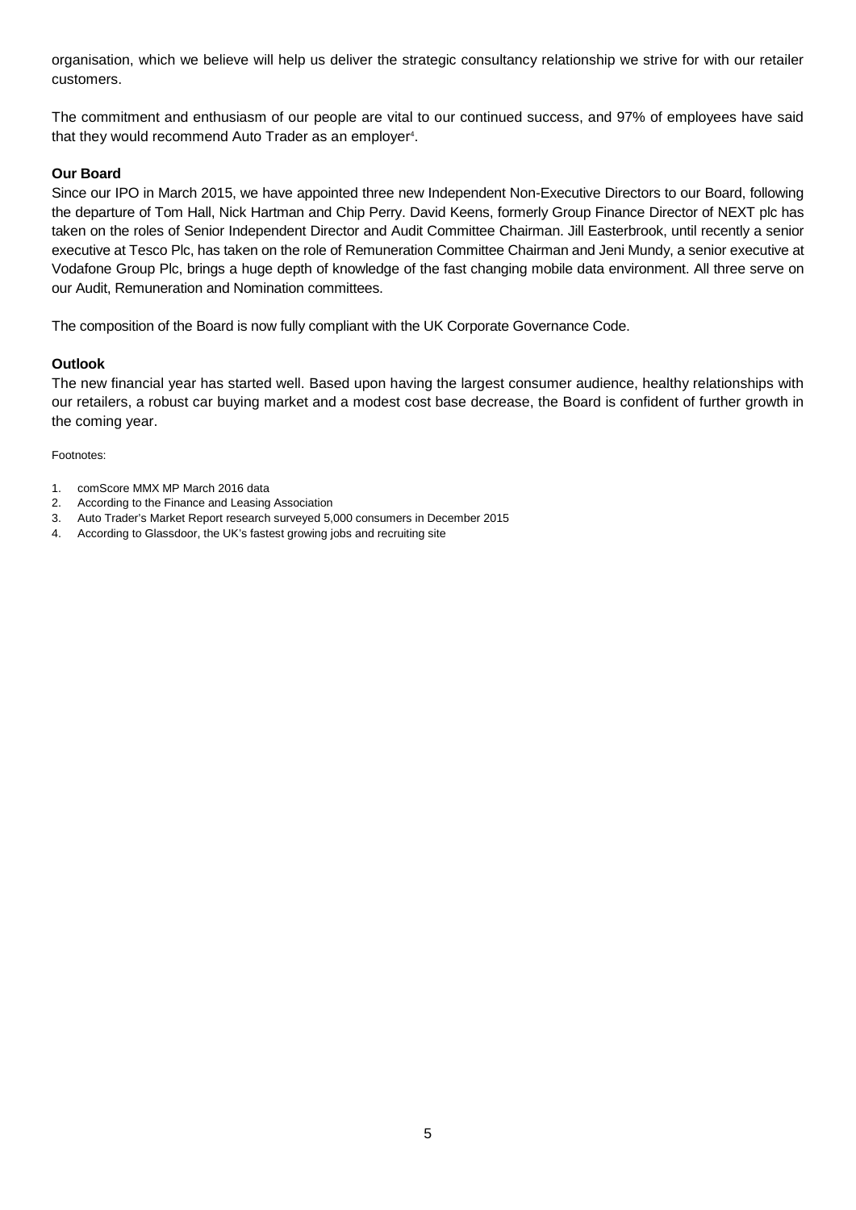organisation, which we believe will help us deliver the strategic consultancy relationship we strive for with our retailer customers.

The commitment and enthusiasm of our people are vital to our continued success, and 97% of employees have said that they would recommend Auto Trader as an employer[4].

**Our Board**

Since our IPO in March 2015, we have appointed three new Independent Non-Executive Directors to our Board, following the departure of Tom Hall, Nick Hartman and Chip Perry. David Keens, formerly Group Finance Director of NEXT plc has taken on the roles of Senior Independent Director and Audit Committee Chairman. Jill Easterbrook, until recently a senior executive at Tesco Plc, has taken on the role of Remuneration Committee Chairman and Jeni Mundy, a senior executive at Vodafone Group Plc, brings a huge depth of knowledge of the fast changing mobile data environment. All three serve on our Audit, Remuneration and Nomination committees.

The composition of the Board is now fully compliant with the UK Corporate Governance Code.

**Outlook**

The new financial year has started well. Based upon having the largest consumer audience, healthy relationships with our retailers, a robust car buying market and a modest cost base decrease, the Board is confident of further growth in the coming year.

Footnotes:

1. comScore MMX MP March 2016 data
2. According to the Finance and Leasing Association
3. Auto Trader's Market Report research surveyed 5,000 consumers in December 2015
4. According to Glassdoor, the UK's fastest growing jobs and recruiting site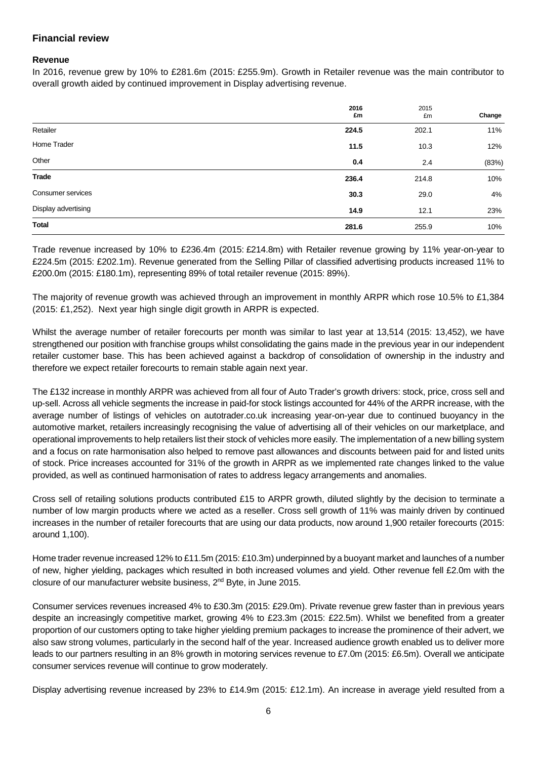## Financial review

### Revenue

In 2016, revenue grew by 10% to £281.6m (2015: £255.9m). Growth in Retailer revenue was the main contributor to overall growth aided by continued improvement in Display advertising revenue.

| | 2016 £m | 2015 £m | Change |
|---|---|---|---|
| Retailer | **224.5** | 202.1 | 11% |
| Home Trader | **11.5** | 10.3 | 12% |
| Other | **0.4** | 2.4 | (83%) |
| **Trade** | **236.4** | 214.8 | 10% |
| Consumer services | **30.3** | 29.0 | 4% |
| Display advertising | **14.9** | 12.1 | 23% |
| **Total** | **281.6** | 255.9 | 10% |

Trade revenue increased by 10% to £236.4m (2015: £214.8m) with Retailer revenue growing by 11% year-on-year to £224.5m (2015: £202.1m). Revenue generated from the Selling Pillar of classified advertising products increased 11% to £200.0m (2015: £180.1m), representing 89% of total retailer revenue (2015: 89%).

The majority of revenue growth was achieved through an improvement in monthly ARPR which rose 10.5% to £1,384 (2015: £1,252). Next year high single digit growth in ARPR is expected.

Whilst the average number of retailer forecourts per month was similar to last year at 13,514 (2015: 13,452), we have strengthened our position with franchise groups whilst consolidating the gains made in the previous year in our independent retailer customer base. This has been achieved against a backdrop of consolidation of ownership in the industry and therefore we expect retailer forecourts to remain stable again next year.

The £132 increase in monthly ARPR was achieved from all four of Auto Trader's growth drivers: stock, price, cross sell and up-sell. Across all vehicle segments the increase in paid-for stock listings accounted for 44% of the ARPR increase, with the average number of listings of vehicles on autotrader.co.uk increasing year-on-year due to continued buoyancy in the automotive market, retailers increasingly recognising the value of advertising all of their vehicles on our marketplace, and operational improvements to help retailers list their stock of vehicles more easily. The implementation of a new billing system and a focus on rate harmonisation also helped to remove past allowances and discounts between paid for and listed units of stock. Price increases accounted for 31% of the growth in ARPR as we implemented rate changes linked to the value provided, as well as continued harmonisation of rates to address legacy arrangements and anomalies.

Cross sell of retailing solutions products contributed £15 to ARPR growth, diluted slightly by the decision to terminate a number of low margin products where we acted as a reseller. Cross sell growth of 11% was mainly driven by continued increases in the number of retailer forecourts that are using our data products, now around 1,900 retailer forecourts (2015: around 1,100).

Home trader revenue increased 12% to £11.5m (2015: £10.3m) underpinned by a buoyant market and launches of a number of new, higher yielding, packages which resulted in both increased volumes and yield. Other revenue fell £2.0m with the closure of our manufacturer website business, 2nd Byte, in June 2015.

Consumer services revenues increased 4% to £30.3m (2015: £29.0m). Private revenue grew faster than in previous years despite an increasingly competitive market, growing 4% to £23.3m (2015: £22.5m). Whilst we benefited from a greater proportion of our customers opting to take higher yielding premium packages to increase the prominence of their advert, we also saw strong volumes, particularly in the second half of the year. Increased audience growth enabled us to deliver more leads to our partners resulting in an 8% growth in motoring services revenue to £7.0m (2015: £6.5m). Overall we anticipate consumer services revenue will continue to grow moderately.

Display advertising revenue increased by 23% to £14.9m (2015: £12.1m). An increase in average yield resulted from a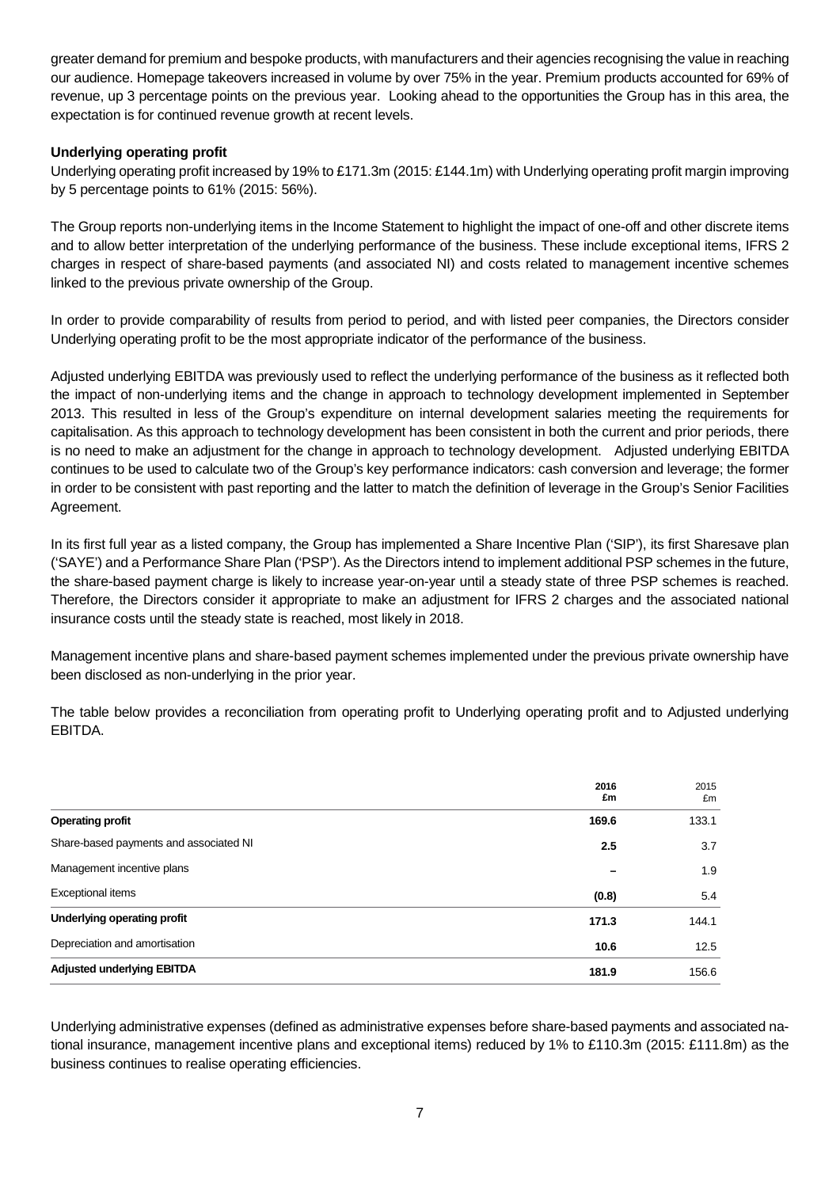greater demand for premium and bespoke products, with manufacturers and their agencies recognising the value in reaching our audience. Homepage takeovers increased in volume by over 75% in the year. Premium products accounted for 69% of revenue, up 3 percentage points on the previous year. Looking ahead to the opportunities the Group has in this area, the expectation is for continued revenue growth at recent levels.

**Underlying operating profit**

Underlying operating profit increased by 19% to £171.3m (2015: £144.1m) with Underlying operating profit margin improving by 5 percentage points to 61% (2015: 56%).

The Group reports non-underlying items in the Income Statement to highlight the impact of one-off and other discrete items and to allow better interpretation of the underlying performance of the business. These include exceptional items, IFRS 2 charges in respect of share-based payments (and associated NI) and costs related to management incentive schemes linked to the previous private ownership of the Group.

In order to provide comparability of results from period to period, and with listed peer companies, the Directors consider Underlying operating profit to be the most appropriate indicator of the performance of the business.

Adjusted underlying EBITDA was previously used to reflect the underlying performance of the business as it reflected both the impact of non-underlying items and the change in approach to technology development implemented in September 2013. This resulted in less of the Group's expenditure on internal development salaries meeting the requirements for capitalisation. As this approach to technology development has been consistent in both the current and prior periods, there is no need to make an adjustment for the change in approach to technology development. Adjusted underlying EBITDA continues to be used to calculate two of the Group's key performance indicators: cash conversion and leverage; the former in order to be consistent with past reporting and the latter to match the definition of leverage in the Group's Senior Facilities Agreement.

In its first full year as a listed company, the Group has implemented a Share Incentive Plan ('SIP'), its first Sharesave plan ('SAYE') and a Performance Share Plan ('PSP'). As the Directors intend to implement additional PSP schemes in the future, the share-based payment charge is likely to increase year-on-year until a steady state of three PSP schemes is reached. Therefore, the Directors consider it appropriate to make an adjustment for IFRS 2 charges and the associated national insurance costs until the steady state is reached, most likely in 2018.

Management incentive plans and share-based payment schemes implemented under the previous private ownership have been disclosed as non-underlying in the prior year.

The table below provides a reconciliation from operating profit to Underlying operating profit and to Adjusted underlying EBITDA.

| | **2016 £m** | 2015 £m |
|---|---|---|
| **Operating profit** | **169.6** | 133.1 |
| Share-based payments and associated NI | **2.5** | 3.7 |
| Management incentive plans | **–** | 1.9 |
| Exceptional items | **(0.8)** | 5.4 |
| **Underlying operating profit** | **171.3** | 144.1 |
| Depreciation and amortisation | **10.6** | 12.5 |
| **Adjusted underlying EBITDA** | **181.9** | 156.6 |

Underlying administrative expenses (defined as administrative expenses before share-based payments and associated national insurance, management incentive plans and exceptional items) reduced by 1% to £110.3m (2015: £111.8m) as the business continues to realise operating efficiencies.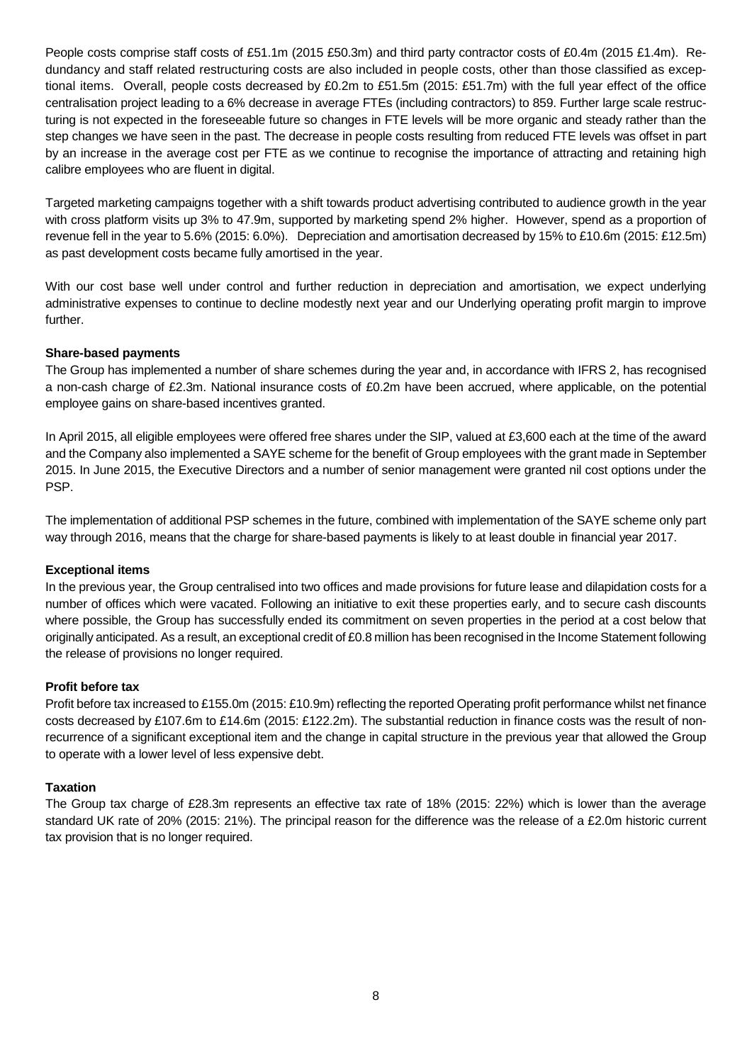People costs comprise staff costs of £51.1m (2015 £50.3m) and third party contractor costs of £0.4m (2015 £1.4m). Redundancy and staff related restructuring costs are also included in people costs, other than those classified as exceptional items. Overall, people costs decreased by £0.2m to £51.5m (2015: £51.7m) with the full year effect of the office centralisation project leading to a 6% decrease in average FTEs (including contractors) to 859. Further large scale restructuring is not expected in the foreseeable future so changes in FTE levels will be more organic and steady rather than the step changes we have seen in the past. The decrease in people costs resulting from reduced FTE levels was offset in part by an increase in the average cost per FTE as we continue to recognise the importance of attracting and retaining high calibre employees who are fluent in digital.

Targeted marketing campaigns together with a shift towards product advertising contributed to audience growth in the year with cross platform visits up 3% to 47.9m, supported by marketing spend 2% higher. However, spend as a proportion of revenue fell in the year to 5.6% (2015: 6.0%). Depreciation and amortisation decreased by 15% to £10.6m (2015: £12.5m) as past development costs became fully amortised in the year.

With our cost base well under control and further reduction in depreciation and amortisation, we expect underlying administrative expenses to continue to decline modestly next year and our Underlying operating profit margin to improve further.

**Share-based payments**

The Group has implemented a number of share schemes during the year and, in accordance with IFRS 2, has recognised a non-cash charge of £2.3m. National insurance costs of £0.2m have been accrued, where applicable, on the potential employee gains on share-based incentives granted.

In April 2015, all eligible employees were offered free shares under the SIP, valued at £3,600 each at the time of the award and the Company also implemented a SAYE scheme for the benefit of Group employees with the grant made in September 2015. In June 2015, the Executive Directors and a number of senior management were granted nil cost options under the PSP.

The implementation of additional PSP schemes in the future, combined with implementation of the SAYE scheme only part way through 2016, means that the charge for share-based payments is likely to at least double in financial year 2017.

**Exceptional items**

In the previous year, the Group centralised into two offices and made provisions for future lease and dilapidation costs for a number of offices which were vacated. Following an initiative to exit these properties early, and to secure cash discounts where possible, the Group has successfully ended its commitment on seven properties in the period at a cost below that originally anticipated. As a result, an exceptional credit of £0.8 million has been recognised in the Income Statement following the release of provisions no longer required.

**Profit before tax**

Profit before tax increased to £155.0m (2015: £10.9m) reflecting the reported Operating profit performance whilst net finance costs decreased by £107.6m to £14.6m (2015: £122.2m). The substantial reduction in finance costs was the result of non-recurrence of a significant exceptional item and the change in capital structure in the previous year that allowed the Group to operate with a lower level of less expensive debt.

**Taxation**

The Group tax charge of £28.3m represents an effective tax rate of 18% (2015: 22%) which is lower than the average standard UK rate of 20% (2015: 21%). The principal reason for the difference was the release of a £2.0m historic current tax provision that is no longer required.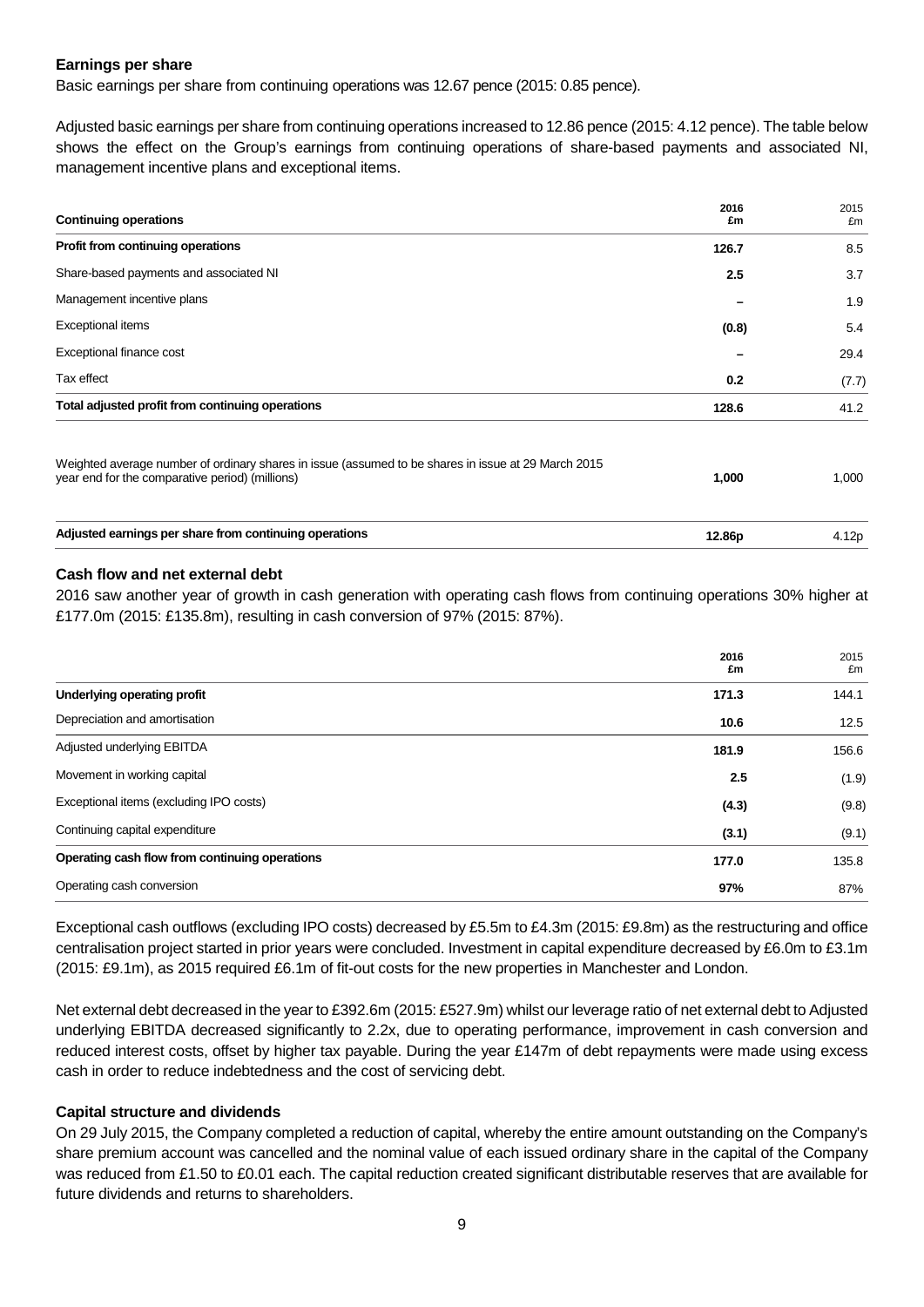### Earnings per share

Basic earnings per share from continuing operations was 12.67 pence (2015: 0.85 pence).

Adjusted basic earnings per share from continuing operations increased to 12.86 pence (2015: 4.12 pence). The table below shows the effect on the Group's earnings from continuing operations of share-based payments and associated NI, management incentive plans and exceptional items.

| Continuing operations | 2016 £m | 2015 £m |
|---|---|---|
| **Profit from continuing operations** | **126.7** | 8.5 |
| Share-based payments and associated NI | **2.5** | 3.7 |
| Management incentive plans | **–** | 1.9 |
| Exceptional items | **(0.8)** | 5.4 |
| Exceptional finance cost | **–** | 29.4 |
| Tax effect | **0.2** | (7.7) |
| **Total adjusted profit from continuing operations** | **128.6** | 41.2 |
| | | |
| Weighted average number of ordinary shares in issue (assumed to be shares in issue at 29 March 2015 year end for the comparative period) (millions) | **1,000** | 1,000 |
| | | |
| **Adjusted earnings per share from continuing operations** | **12.86p** | 4.12p |

### Cash flow and net external debt

2016 saw another year of growth in cash generation with operating cash flows from continuing operations 30% higher at £177.0m (2015: £135.8m), resulting in cash conversion of 97% (2015: 87%).

| | 2016 £m | 2015 £m |
|---|---|---|
| **Underlying operating profit** | **171.3** | 144.1 |
| Depreciation and amortisation | **10.6** | 12.5 |
| Adjusted underlying EBITDA | **181.9** | 156.6 |
| Movement in working capital | **2.5** | (1.9) |
| Exceptional items (excluding IPO costs) | **(4.3)** | (9.8) |
| Continuing capital expenditure | **(3.1)** | (9.1) |
| **Operating cash flow from continuing operations** | **177.0** | 135.8 |
| Operating cash conversion | **97%** | 87% |

Exceptional cash outflows (excluding IPO costs) decreased by £5.5m to £4.3m (2015: £9.8m) as the restructuring and office centralisation project started in prior years were concluded. Investment in capital expenditure decreased by £6.0m to £3.1m (2015: £9.1m), as 2015 required £6.1m of fit-out costs for the new properties in Manchester and London.

Net external debt decreased in the year to £392.6m (2015: £527.9m) whilst our leverage ratio of net external debt to Adjusted underlying EBITDA decreased significantly to 2.2x, due to operating performance, improvement in cash conversion and reduced interest costs, offset by higher tax payable. During the year £147m of debt repayments were made using excess cash in order to reduce indebtedness and the cost of servicing debt.

### Capital structure and dividends

On 29 July 2015, the Company completed a reduction of capital, whereby the entire amount outstanding on the Company's share premium account was cancelled and the nominal value of each issued ordinary share in the capital of the Company was reduced from £1.50 to £0.01 each. The capital reduction created significant distributable reserves that are available for future dividends and returns to shareholders.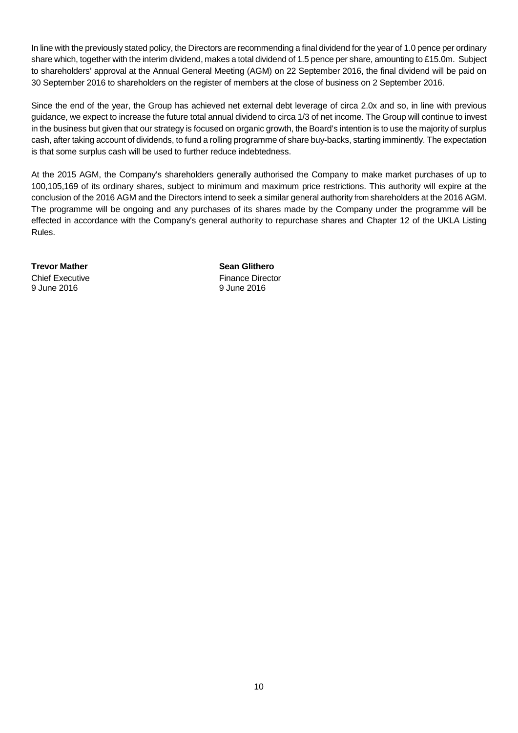In line with the previously stated policy, the Directors are recommending a final dividend for the year of 1.0 pence per ordinary share which, together with the interim dividend, makes a total dividend of 1.5 pence per share, amounting to £15.0m. Subject to shareholders' approval at the Annual General Meeting (AGM) on 22 September 2016, the final dividend will be paid on 30 September 2016 to shareholders on the register of members at the close of business on 2 September 2016.

Since the end of the year, the Group has achieved net external debt leverage of circa 2.0x and so, in line with previous guidance, we expect to increase the future total annual dividend to circa 1/3 of net income. The Group will continue to invest in the business but given that our strategy is focused on organic growth, the Board's intention is to use the majority of surplus cash, after taking account of dividends, to fund a rolling programme of share buy-backs, starting imminently. The expectation is that some surplus cash will be used to further reduce indebtedness.

At the 2015 AGM, the Company's shareholders generally authorised the Company to make market purchases of up to 100,105,169 of its ordinary shares, subject to minimum and maximum price restrictions. This authority will expire at the conclusion of the 2016 AGM and the Directors intend to seek a similar general authority from shareholders at the 2016 AGM. The programme will be ongoing and any purchases of its shares made by the Company under the programme will be effected in accordance with the Company's general authority to repurchase shares and Chapter 12 of the UKLA Listing Rules.

**Trevor Mather**
Chief Executive
9 June 2016

**Sean Glithero**
Finance Director
9 June 2016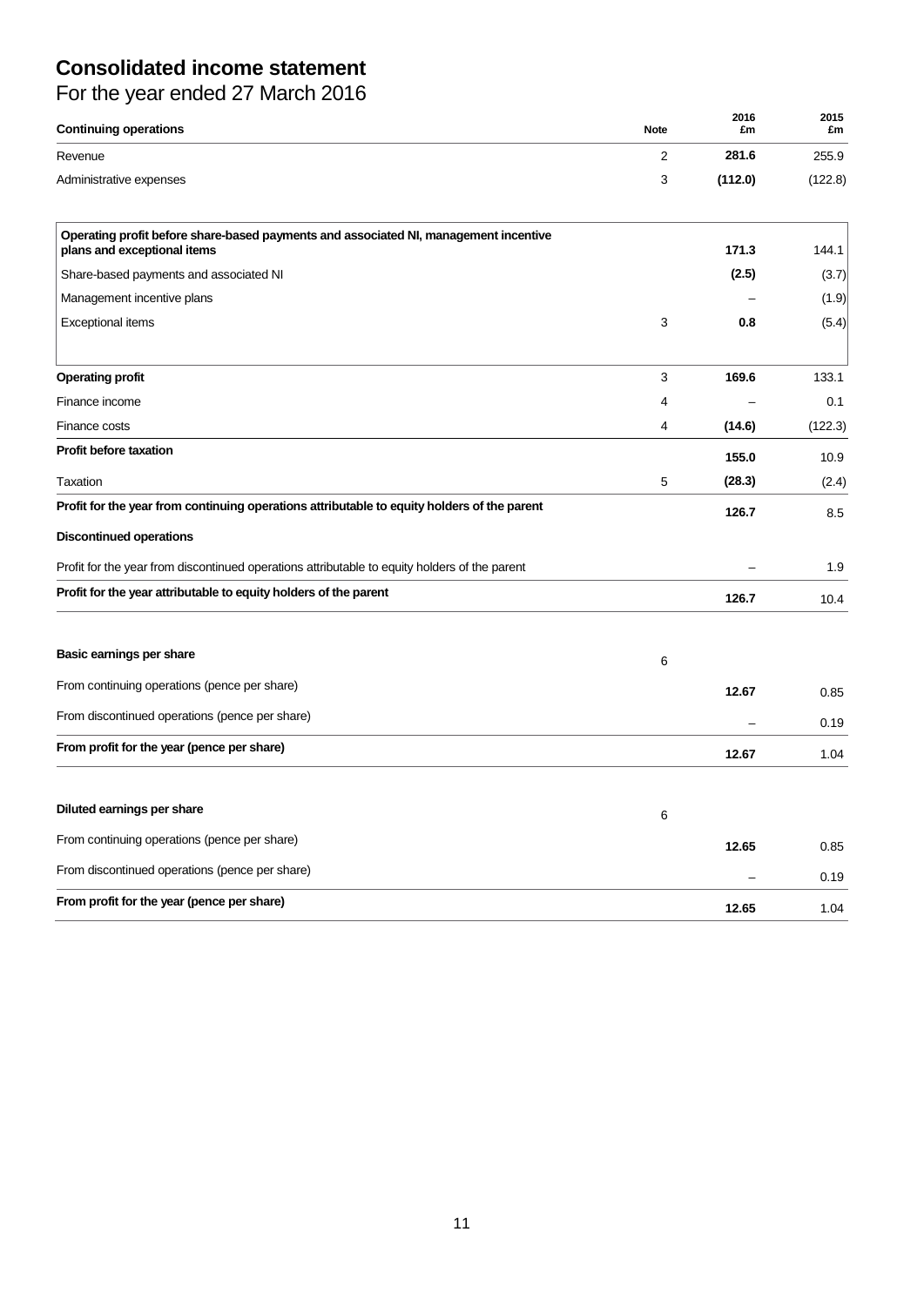# Consolidated income statement

For the year ended 27 March 2016

| Continuing operations | Note | 2016 £m | 2015 £m |
|---|---|---|---|
| Revenue | 2 | **281.6** | 255.9 |
| Administrative expenses | 3 | **(112.0)** | (122.8) |
| **Operating profit before share-based payments and associated NI, management incentive plans and exceptional items** | | **171.3** | 144.1 |
| Share-based payments and associated NI | | **(2.5)** | (3.7) |
| Management incentive plans | | – | (1.9) |
| Exceptional items | 3 | **0.8** | (5.4) |
| **Operating profit** | 3 | **169.6** | 133.1 |
| Finance income | 4 | – | 0.1 |
| Finance costs | 4 | **(14.6)** | (122.3) |
| **Profit before taxation** | | **155.0** | 10.9 |
| Taxation | 5 | **(28.3)** | (2.4) |
| **Profit for the year from continuing operations attributable to equity holders of the parent** | | **126.7** | 8.5 |
| **Discontinued operations** | | | |
| Profit for the year from discontinued operations attributable to equity holders of the parent | | – | 1.9 |
| **Profit for the year attributable to equity holders of the parent** | | **126.7** | 10.4 |
| | | | |
| **Basic earnings per share** | 6 | | |
| From continuing operations (pence per share) | | **12.67** | 0.85 |
| From discontinued operations (pence per share) | | – | 0.19 |
| **From profit for the year (pence per share)** | | **12.67** | 1.04 |
| | | | |
| **Diluted earnings per share** | 6 | | |
| From continuing operations (pence per share) | | **12.65** | 0.85 |
| From discontinued operations (pence per share) | | – | 0.19 |
| **From profit for the year (pence per share)** | | **12.65** | 1.04 |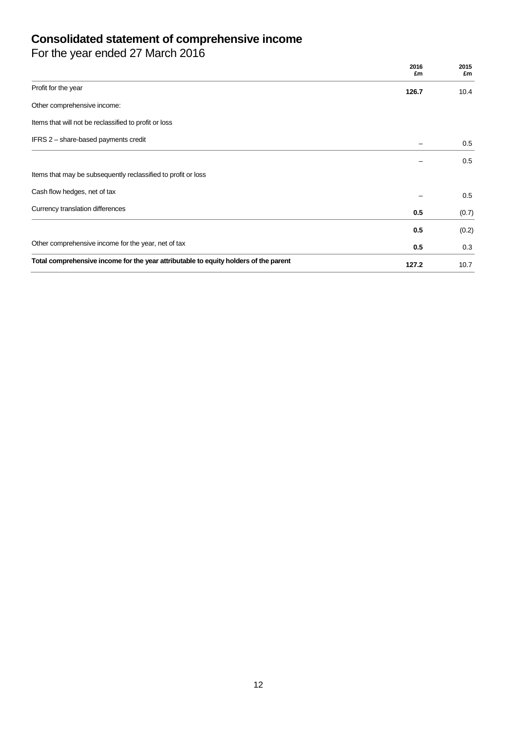# Consolidated statement of comprehensive income

For the year ended 27 March 2016

| | 2016 £m | 2015 £m |
|---|---|---|
| Profit for the year | **126.7** | 10.4 |
| Other comprehensive income: | | |
| Items that will not be reclassified to profit or loss | | |
| IFRS 2 – share-based payments credit | – | 0.5 |
| | – | 0.5 |
| Items that may be subsequently reclassified to profit or loss | | |
| Cash flow hedges, net of tax | – | 0.5 |
| Currency translation differences | **0.5** | (0.7) |
| | **0.5** | (0.2) |
| Other comprehensive income for the year, net of tax | **0.5** | 0.3 |
| **Total comprehensive income for the year attributable to equity holders of the parent** | **127.2** | 10.7 |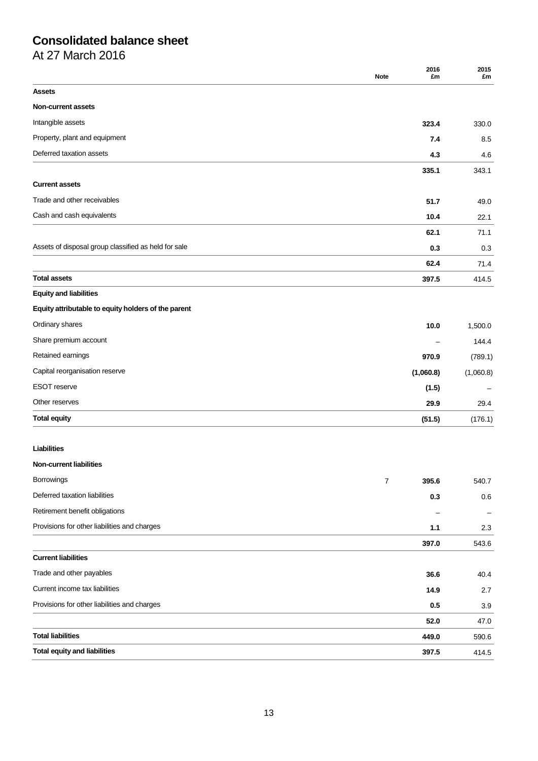# Consolidated balance sheet

At 27 March 2016

| | Note | 2016 £m | 2015 £m |
|---|---|---|---|
| **Assets** | | | |
| **Non-current assets** | | | |
| Intangible assets | | **323.4** | 330.0 |
| Property, plant and equipment | | **7.4** | 8.5 |
| Deferred taxation assets | | **4.3** | 4.6 |
| | | **335.1** | 343.1 |
| **Current assets** | | | |
| Trade and other receivables | | **51.7** | 49.0 |
| Cash and cash equivalents | | **10.4** | 22.1 |
| | | **62.1** | 71.1 |
| Assets of disposal group classified as held for sale | | **0.3** | 0.3 |
| | | **62.4** | 71.4 |
| **Total assets** | | **397.5** | 414.5 |
| **Equity and liabilities** | | | |
| **Equity attributable to equity holders of the parent** | | | |
| Ordinary shares | | **10.0** | 1,500.0 |
| Share premium account | | **–** | 144.4 |
| Retained earnings | | **970.9** | (789.1) |
| Capital reorganisation reserve | | **(1,060.8)** | (1,060.8) |
| ESOT reserve | | **(1.5)** | – |
| Other reserves | | **29.9** | 29.4 |
| **Total equity** | | **(51.5)** | (176.1) |
| **Liabilities** | | | |
| **Non-current liabilities** | | | |
| Borrowings | 7 | **395.6** | 540.7 |
| Deferred taxation liabilities | | **0.3** | 0.6 |
| Retirement benefit obligations | | **–** | – |
| Provisions for other liabilities and charges | | **1.1** | 2.3 |
| | | **397.0** | 543.6 |
| **Current liabilities** | | | |
| Trade and other payables | | **36.6** | 40.4 |
| Current income tax liabilities | | **14.9** | 2.7 |
| Provisions for other liabilities and charges | | **0.5** | 3.9 |
| | | **52.0** | 47.0 |
| **Total liabilities** | | **449.0** | 590.6 |
| **Total equity and liabilities** | | **397.5** | 414.5 |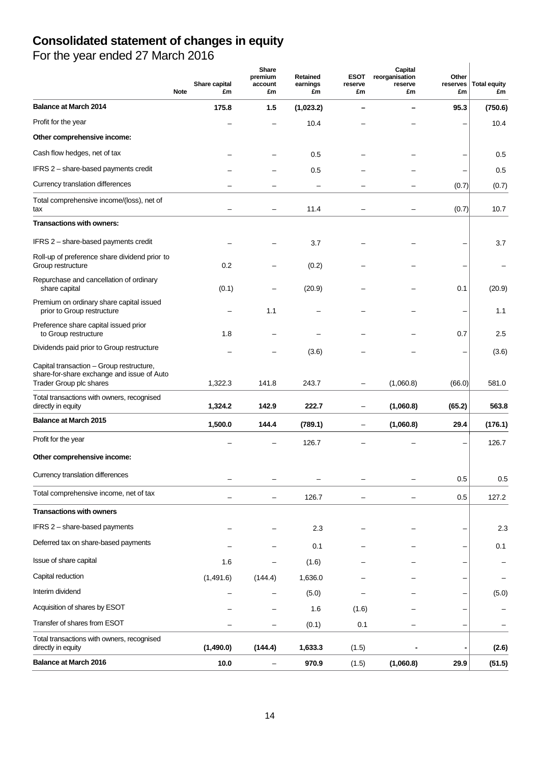# Consolidated statement of changes in equity

For the year ended 27 March 2016

| | Note | Share capital £m | Share premium account £m | Retained earnings £m | ESOT reserve £m | Capital reorganisation reserve £m | Other reserves £m | Total equity £m |
|---|---|---|---|---|---|---|---|---|
| **Balance at March 2014** | | **175.8** | **1.5** | **(1,023.2)** | **–** | **–** | **95.3** | **(750.6)** |
| Profit for the year | | – | – | 10.4 | – | – | – | 10.4 |
| **Other comprehensive income:** | | | | | | | | |
| Cash flow hedges, net of tax | | – | – | 0.5 | – | – | – | 0.5 |
| IFRS 2 – share-based payments credit | | – | – | 0.5 | – | – | – | 0.5 |
| Currency translation differences | | – | – | – | – | – | (0.7) | (0.7) |
| Total comprehensive income/(loss), net of tax | | – | – | 11.4 | – | – | (0.7) | 10.7 |
| **Transactions with owners:** | | | | | | | | |
| IFRS 2 – share-based payments credit | | – | – | 3.7 | – | – | – | 3.7 |
| Roll-up of preference share dividend prior to Group restructure | | 0.2 | – | (0.2) | – | – | – | – |
| Repurchase and cancellation of ordinary share capital | | (0.1) | – | (20.9) | – | – | 0.1 | (20.9) |
| Premium on ordinary share capital issued prior to Group restructure | | – | 1.1 | – | – | – | – | 1.1 |
| Preference share capital issued prior to Group restructure | | 1.8 | – | – | – | – | 0.7 | 2.5 |
| Dividends paid prior to Group restructure | | – | – | (3.6) | – | – | – | (3.6) |
| Capital transaction – Group restructure, share-for-share exchange and issue of Auto Trader Group plc shares | | 1,322.3 | 141.8 | 243.7 | – | (1,060.8) | (66.0) | 581.0 |
| Total transactions with owners, recognised directly in equity | | **1,324.2** | **142.9** | **222.7** | – | **(1,060.8)** | **(65.2)** | **563.8** |
| **Balance at March 2015** | | **1,500.0** | **144.4** | **(789.1)** | – | **(1,060.8)** | **29.4** | **(176.1)** |
| Profit for the year | | – | – | 126.7 | – | – | – | 126.7 |
| **Other comprehensive income:** | | | | | | | | |
| Currency translation differences | | – | – | – | – | – | 0.5 | 0.5 |
| Total comprehensive income, net of tax | | – | – | 126.7 | – | – | 0.5 | 127.2 |
| **Transactions with owners** | | | | | | | | |
| IFRS 2 – share-based payments | | – | – | 2.3 | – | – | – | 2.3 |
| Deferred tax on share-based payments | | – | – | 0.1 | – | – | – | 0.1 |
| Issue of share capital | | 1.6 | – | (1.6) | – | – | – | – |
| Capital reduction | | (1,491.6) | (144.4) | 1,636.0 | – | – | – | – |
| Interim dividend | | – | – | (5.0) | – | – | – | (5.0) |
| Acquisition of shares by ESOT | | – | – | 1.6 | (1.6) | – | – | – |
| Transfer of shares from ESOT | | – | – | (0.1) | 0.1 | – | – | – |
| Total transactions with owners, recognised directly in equity | | **(1,490.0)** | **(144.4)** | **1,633.3** | (1.5) | - | - | **(2.6)** |
| **Balance at March 2016** | | **10.0** | – | **970.9** | (1.5) | **(1,060.8)** | **29.9** | **(51.5)** |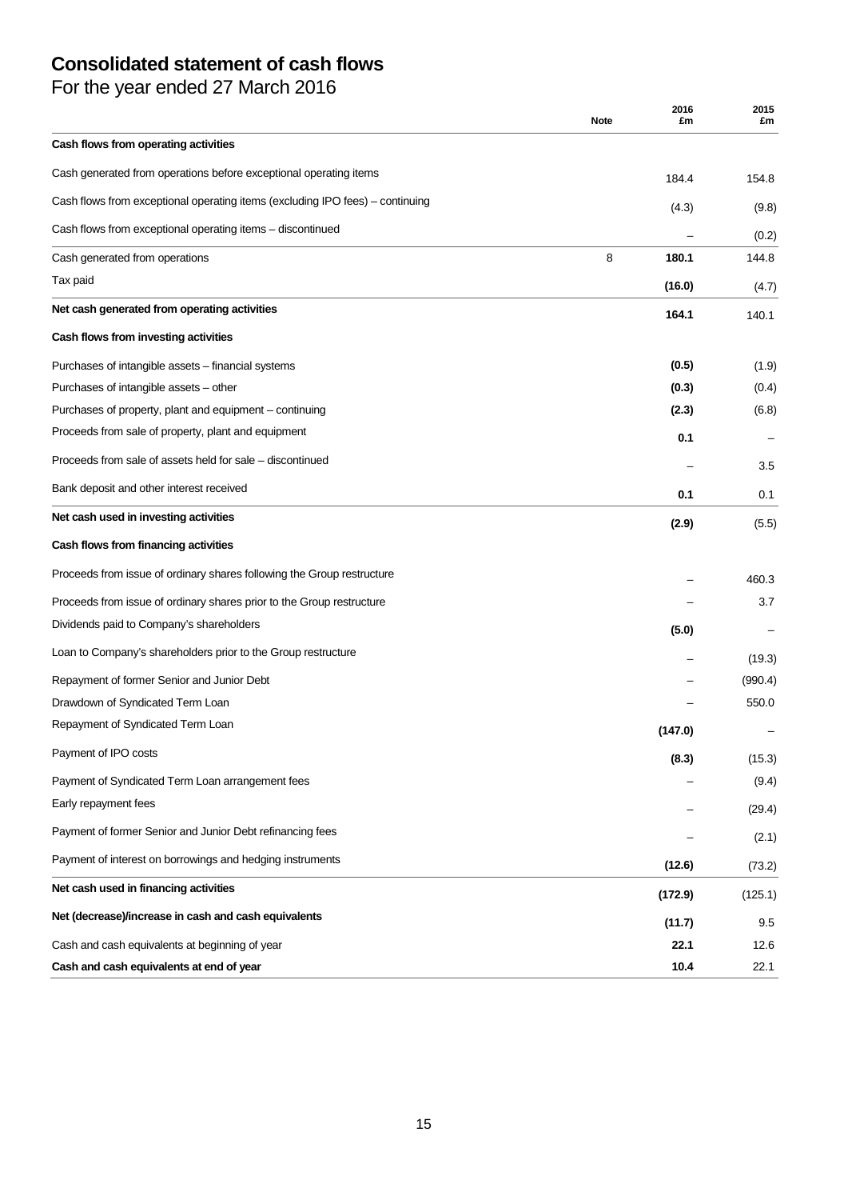# Consolidated statement of cash flows

For the year ended 27 March 2016

| | Note | 2016 £m | 2015 £m |
|---|---|---|---|
| **Cash flows from operating activities** | | | |
| Cash generated from operations before exceptional operating items | | 184.4 | 154.8 |
| Cash flows from exceptional operating items (excluding IPO fees) – continuing | | (4.3) | (9.8) |
| Cash flows from exceptional operating items – discontinued | | – | (0.2) |
| Cash generated from operations | 8 | **180.1** | 144.8 |
| Tax paid | | **(16.0)** | (4.7) |
| **Net cash generated from operating activities** | | **164.1** | 140.1 |
| **Cash flows from investing activities** | | | |
| Purchases of intangible assets – financial systems | | **(0.5)** | (1.9) |
| Purchases of intangible assets – other | | **(0.3)** | (0.4) |
| Purchases of property, plant and equipment – continuing | | **(2.3)** | (6.8) |
| Proceeds from sale of property, plant and equipment | | **0.1** | – |
| Proceeds from sale of assets held for sale – discontinued | | – | 3.5 |
| Bank deposit and other interest received | | **0.1** | 0.1 |
| **Net cash used in investing activities** | | **(2.9)** | (5.5) |
| **Cash flows from financing activities** | | | |
| Proceeds from issue of ordinary shares following the Group restructure | | – | 460.3 |
| Proceeds from issue of ordinary shares prior to the Group restructure | | – | 3.7 |
| Dividends paid to Company's shareholders | | **(5.0)** | – |
| Loan to Company's shareholders prior to the Group restructure | | – | (19.3) |
| Repayment of former Senior and Junior Debt | | – | (990.4) |
| Drawdown of Syndicated Term Loan | | – | 550.0 |
| Repayment of Syndicated Term Loan | | **(147.0)** | – |
| Payment of IPO costs | | **(8.3)** | (15.3) |
| Payment of Syndicated Term Loan arrangement fees | | – | (9.4) |
| Early repayment fees | | – | (29.4) |
| Payment of former Senior and Junior Debt refinancing fees | | – | (2.1) |
| Payment of interest on borrowings and hedging instruments | | **(12.6)** | (73.2) |
| **Net cash used in financing activities** | | **(172.9)** | (125.1) |
| **Net (decrease)/increase in cash and cash equivalents** | | **(11.7)** | 9.5 |
| Cash and cash equivalents at beginning of year | | **22.1** | 12.6 |
| **Cash and cash equivalents at end of year** | | **10.4** | 22.1 |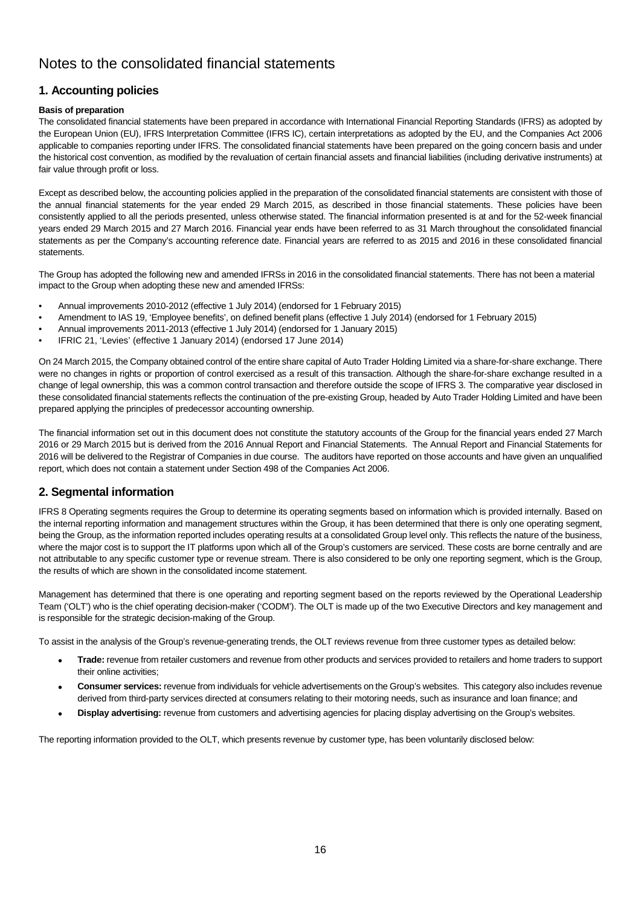# Notes to the consolidated financial statements

## 1. Accounting policies

**Basis of preparation**

The consolidated financial statements have been prepared in accordance with International Financial Reporting Standards (IFRS) as adopted by the European Union (EU), IFRS Interpretation Committee (IFRS IC), certain interpretations as adopted by the EU, and the Companies Act 2006 applicable to companies reporting under IFRS. The consolidated financial statements have been prepared on the going concern basis and under the historical cost convention, as modified by the revaluation of certain financial assets and financial liabilities (including derivative instruments) at fair value through profit or loss.

Except as described below, the accounting policies applied in the preparation of the consolidated financial statements are consistent with those of the annual financial statements for the year ended 29 March 2015, as described in those financial statements. These policies have been consistently applied to all the periods presented, unless otherwise stated. The financial information presented is at and for the 52-week financial years ended 29 March 2015 and 27 March 2016. Financial year ends have been referred to as 31 March throughout the consolidated financial statements as per the Company's accounting reference date. Financial years are referred to as 2015 and 2016 in these consolidated financial statements.

The Group has adopted the following new and amended IFRSs in 2016 in the consolidated financial statements. There has not been a material impact to the Group when adopting these new and amended IFRSs:

- Annual improvements 2010-2012 (effective 1 July 2014) (endorsed for 1 February 2015)
- Amendment to IAS 19, 'Employee benefits', on defined benefit plans (effective 1 July 2014) (endorsed for 1 February 2015)
- Annual improvements 2011-2013 (effective 1 July 2014) (endorsed for 1 January 2015)
- IFRIC 21, 'Levies' (effective 1 January 2014) (endorsed 17 June 2014)

On 24 March 2015, the Company obtained control of the entire share capital of Auto Trader Holding Limited via a share-for-share exchange. There were no changes in rights or proportion of control exercised as a result of this transaction. Although the share-for-share exchange resulted in a change of legal ownership, this was a common control transaction and therefore outside the scope of IFRS 3. The comparative year disclosed in these consolidated financial statements reflects the continuation of the pre-existing Group, headed by Auto Trader Holding Limited and have been prepared applying the principles of predecessor accounting ownership.

The financial information set out in this document does not constitute the statutory accounts of the Group for the financial years ended 27 March 2016 or 29 March 2015 but is derived from the 2016 Annual Report and Financial Statements. The Annual Report and Financial Statements for 2016 will be delivered to the Registrar of Companies in due course. The auditors have reported on those accounts and have given an unqualified report, which does not contain a statement under Section 498 of the Companies Act 2006.

## 2. Segmental information

IFRS 8 Operating segments requires the Group to determine its operating segments based on information which is provided internally. Based on the internal reporting information and management structures within the Group, it has been determined that there is only one operating segment, being the Group, as the information reported includes operating results at a consolidated Group level only. This reflects the nature of the business, where the major cost is to support the IT platforms upon which all of the Group's customers are serviced. These costs are borne centrally and are not attributable to any specific customer type or revenue stream. There is also considered to be only one reporting segment, which is the Group, the results of which are shown in the consolidated income statement.

Management has determined that there is one operating and reporting segment based on the reports reviewed by the Operational Leadership Team ('OLT') who is the chief operating decision-maker ('CODM'). The OLT is made up of the two Executive Directors and key management and is responsible for the strategic decision-making of the Group.

To assist in the analysis of the Group's revenue-generating trends, the OLT reviews revenue from three customer types as detailed below:

- **Trade:** revenue from retailer customers and revenue from other products and services provided to retailers and home traders to support their online activities;
- **Consumer services:** revenue from individuals for vehicle advertisements on the Group's websites. This category also includes revenue derived from third-party services directed at consumers relating to their motoring needs, such as insurance and loan finance; and
- **Display advertising:** revenue from customers and advertising agencies for placing display advertising on the Group's websites.

The reporting information provided to the OLT, which presents revenue by customer type, has been voluntarily disclosed below: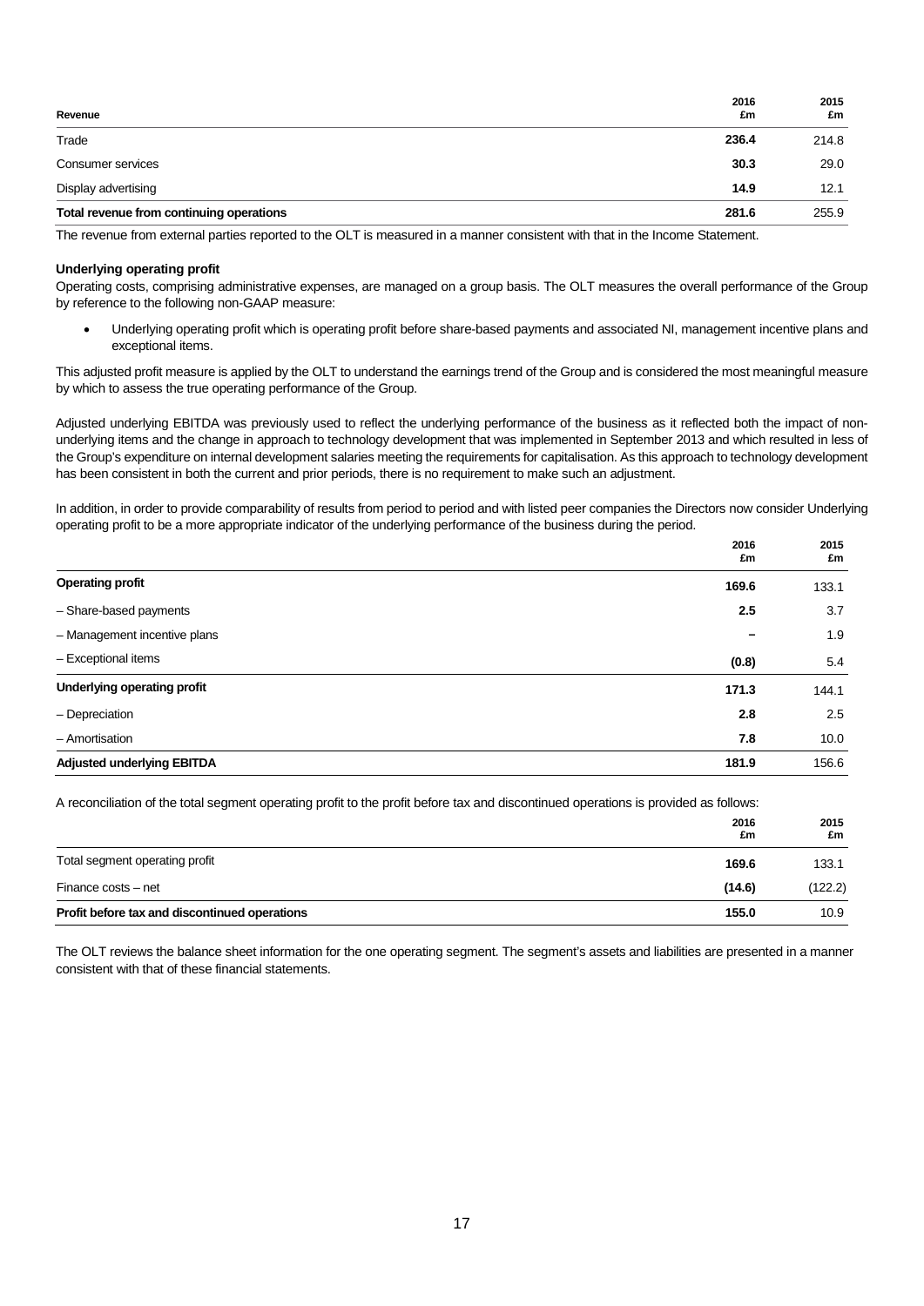| Revenue | 2016 £m | 2015 £m |
|---|---|---|
| Trade | **236.4** | 214.8 |
| Consumer services | **30.3** | 29.0 |
| Display advertising | **14.9** | 12.1 |
| **Total revenue from continuing operations** | **281.6** | 255.9 |

The revenue from external parties reported to the OLT is measured in a manner consistent with that in the Income Statement.

**Underlying operating profit**

Operating costs, comprising administrative expenses, are managed on a group basis. The OLT measures the overall performance of the Group by reference to the following non-GAAP measure:

- Underlying operating profit which is operating profit before share-based payments and associated NI, management incentive plans and exceptional items.

This adjusted profit measure is applied by the OLT to understand the earnings trend of the Group and is considered the most meaningful measure by which to assess the true operating performance of the Group.

Adjusted underlying EBITDA was previously used to reflect the underlying performance of the business as it reflected both the impact of non-underlying items and the change in approach to technology development that was implemented in September 2013 and which resulted in less of the Group's expenditure on internal development salaries meeting the requirements for capitalisation. As this approach to technology development has been consistent in both the current and prior periods, there is no requirement to make such an adjustment.

In addition, in order to provide comparability of results from period to period and with listed peer companies the Directors now consider Underlying operating profit to be a more appropriate indicator of the underlying performance of the business during the period.

| | 2016 £m | 2015 £m |
|---|---|---|
| **Operating profit** | **169.6** | 133.1 |
| – Share-based payments | **2.5** | 3.7 |
| – Management incentive plans | **–** | 1.9 |
| – Exceptional items | **(0.8)** | 5.4 |
| **Underlying operating profit** | **171.3** | 144.1 |
| – Depreciation | **2.8** | 2.5 |
| – Amortisation | **7.8** | 10.0 |
| **Adjusted underlying EBITDA** | **181.9** | 156.6 |

A reconciliation of the total segment operating profit to the profit before tax and discontinued operations is provided as follows:

| | 2016 £m | 2015 £m |
|---|---|---|
| Total segment operating profit | **169.6** | 133.1 |
| Finance costs – net | **(14.6)** | (122.2) |
| **Profit before tax and discontinued operations** | **155.0** | 10.9 |

The OLT reviews the balance sheet information for the one operating segment. The segment's assets and liabilities are presented in a manner consistent with that of these financial statements.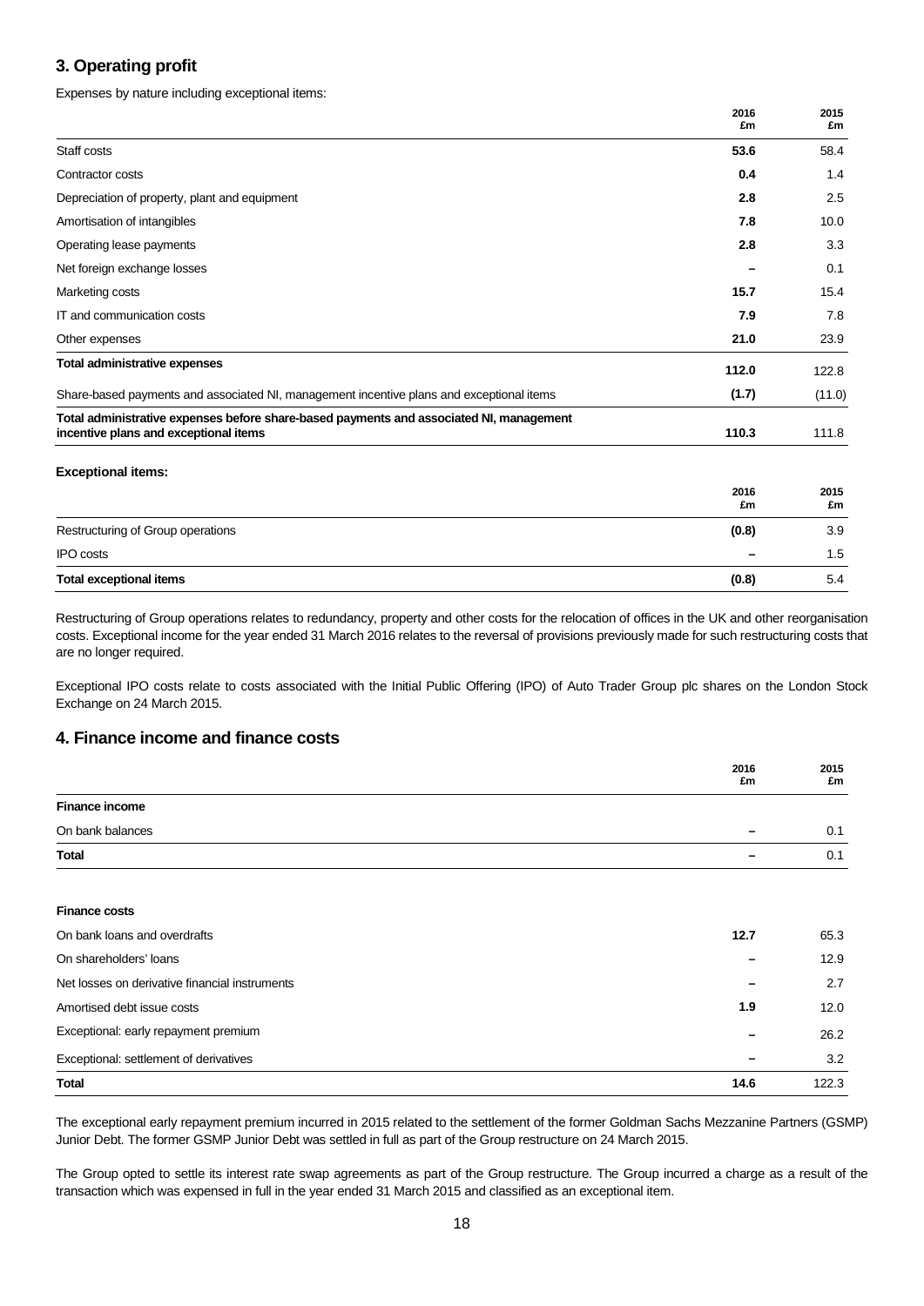## 3. Operating profit

Expenses by nature including exceptional items:

| | 2016 £m | 2015 £m |
|---|---|---|
| Staff costs | **53.6** | 58.4 |
| Contractor costs | **0.4** | 1.4 |
| Depreciation of property, plant and equipment | **2.8** | 2.5 |
| Amortisation of intangibles | **7.8** | 10.0 |
| Operating lease payments | **2.8** | 3.3 |
| Net foreign exchange losses | **–** | 0.1 |
| Marketing costs | **15.7** | 15.4 |
| IT and communication costs | **7.9** | 7.8 |
| Other expenses | **21.0** | 23.9 |
| **Total administrative expenses** | **112.0** | 122.8 |
| Share-based payments and associated NI, management incentive plans and exceptional items | **(1.7)** | (11.0) |
| **Total administrative expenses before share-based payments and associated NI, management incentive plans and exceptional items** | **110.3** | 111.8 |

**Exceptional items:**

| | 2016 £m | 2015 £m |
|---|---|---|
| Restructuring of Group operations | **(0.8)** | 3.9 |
| IPO costs | **–** | 1.5 |
| **Total exceptional items** | **(0.8)** | 5.4 |

Restructuring of Group operations relates to redundancy, property and other costs for the relocation of offices in the UK and other reorganisation costs. Exceptional income for the year ended 31 March 2016 relates to the reversal of provisions previously made for such restructuring costs that are no longer required.

Exceptional IPO costs relate to costs associated with the Initial Public Offering (IPO) of Auto Trader Group plc shares on the London Stock Exchange on 24 March 2015.

## 4. Finance income and finance costs

| | 2016 £m | 2015 £m |
|---|---|---|
| **Finance income** | | |
| On bank balances | **–** | 0.1 |
| **Total** | **–** | 0.1 |
| | | |
| **Finance costs** | | |
| On bank loans and overdrafts | **12.7** | 65.3 |
| On shareholders' loans | **–** | 12.9 |
| Net losses on derivative financial instruments | **–** | 2.7 |
| Amortised debt issue costs | **1.9** | 12.0 |
| Exceptional: early repayment premium | **–** | 26.2 |
| Exceptional: settlement of derivatives | **–** | 3.2 |
| **Total** | **14.6** | 122.3 |

The exceptional early repayment premium incurred in 2015 related to the settlement of the former Goldman Sachs Mezzanine Partners (GSMP) Junior Debt. The former GSMP Junior Debt was settled in full as part of the Group restructure on 24 March 2015.

The Group opted to settle its interest rate swap agreements as part of the Group restructure. The Group incurred a charge as a result of the transaction which was expensed in full in the year ended 31 March 2015 and classified as an exceptional item.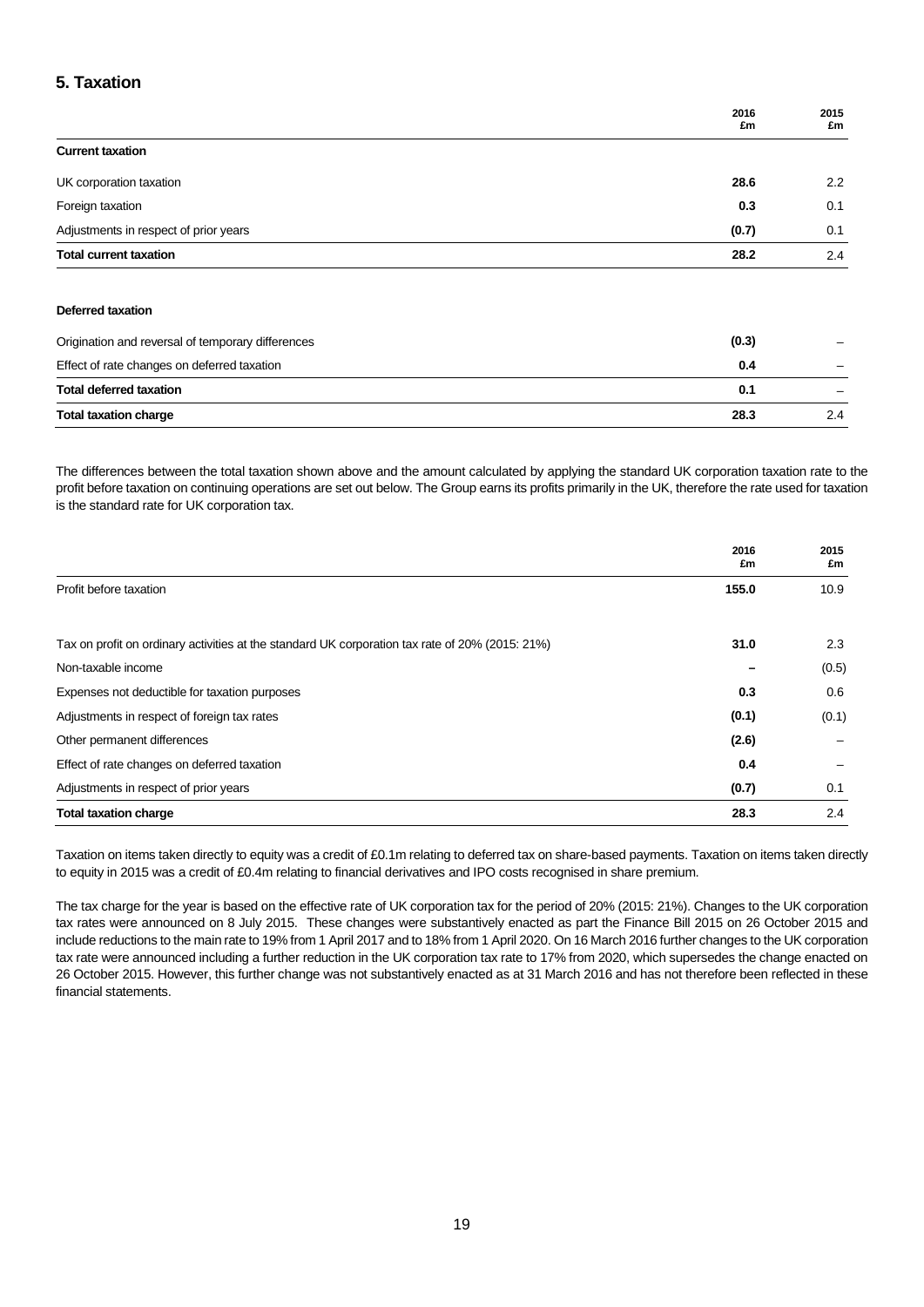## 5. Taxation

| | 2016<br>£m | 2015<br>£m |
|---|---|---|
| **Current taxation** | | |
| UK corporation taxation | **28.6** | 2.2 |
| Foreign taxation | **0.3** | 0.1 |
| Adjustments in respect of prior years | **(0.7)** | 0.1 |
| **Total current taxation** | **28.2** | 2.4 |
| | | |
| **Deferred taxation** | | |
| Origination and reversal of temporary differences | **(0.3)** | – |
| Effect of rate changes on deferred taxation | **0.4** | – |
| **Total deferred taxation** | **0.1** | – |
| **Total taxation charge** | **28.3** | 2.4 |

The differences between the total taxation shown above and the amount calculated by applying the standard UK corporation taxation rate to the profit before taxation on continuing operations are set out below. The Group earns its profits primarily in the UK, therefore the rate used for taxation is the standard rate for UK corporation tax.

| | 2016<br>£m | 2015<br>£m |
|---|---|---|
| Profit before taxation | **155.0** | 10.9 |
| | | |
| Tax on profit on ordinary activities at the standard UK corporation tax rate of 20% (2015: 21%) | **31.0** | 2.3 |
| Non-taxable income | **–** | (0.5) |
| Expenses not deductible for taxation purposes | **0.3** | 0.6 |
| Adjustments in respect of foreign tax rates | **(0.1)** | (0.1) |
| Other permanent differences | **(2.6)** | – |
| Effect of rate changes on deferred taxation | **0.4** | – |
| Adjustments in respect of prior years | **(0.7)** | 0.1 |
| **Total taxation charge** | **28.3** | 2.4 |

Taxation on items taken directly to equity was a credit of £0.1m relating to deferred tax on share-based payments. Taxation on items taken directly to equity in 2015 was a credit of £0.4m relating to financial derivatives and IPO costs recognised in share premium.

The tax charge for the year is based on the effective rate of UK corporation tax for the period of 20% (2015: 21%). Changes to the UK corporation tax rates were announced on 8 July 2015. These changes were substantively enacted as part the Finance Bill 2015 on 26 October 2015 and include reductions to the main rate to 19% from 1 April 2017 and to 18% from 1 April 2020. On 16 March 2016 further changes to the UK corporation tax rate were announced including a further reduction in the UK corporation tax rate to 17% from 2020, which supersedes the change enacted on 26 October 2015. However, this further change was not substantively enacted as at 31 March 2016 and has not therefore been reflected in these financial statements.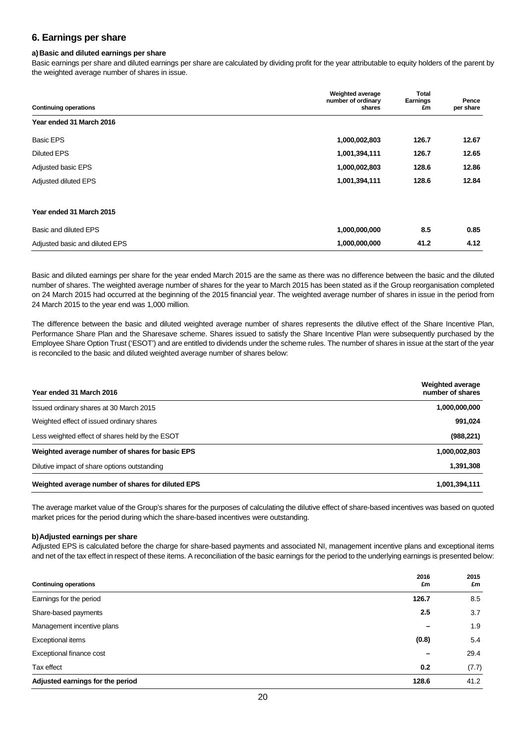## 6. Earnings per share

### a) Basic and diluted earnings per share

Basic earnings per share and diluted earnings per share are calculated by dividing profit for the year attributable to equity holders of the parent by the weighted average number of shares in issue.

| Continuing operations | Weighted average number of ordinary shares | Total Earnings £m | Pence per share |
|---|---|---|---|
| **Year ended 31 March 2016** | | | |
| Basic EPS | **1,000,002,803** | **126.7** | **12.67** |
| Diluted EPS | **1,001,394,111** | **126.7** | **12.65** |
| Adjusted basic EPS | **1,000,002,803** | **128.6** | **12.86** |
| Adjusted diluted EPS | **1,001,394,111** | **128.6** | **12.84** |
| **Year ended 31 March 2015** | | | |
| Basic and diluted EPS | **1,000,000,000** | **8.5** | **0.85** |
| Adjusted basic and diluted EPS | **1,000,000,000** | **41.2** | **4.12** |

Basic and diluted earnings per share for the year ended March 2015 are the same as there was no difference between the basic and the diluted number of shares. The weighted average number of shares for the year to March 2015 has been stated as if the Group reorganisation completed on 24 March 2015 had occurred at the beginning of the 2015 financial year. The weighted average number of shares in issue in the period from 24 March 2015 to the year end was 1,000 million.

The difference between the basic and diluted weighted average number of shares represents the dilutive effect of the Share Incentive Plan, Performance Share Plan and the Sharesave scheme. Shares issued to satisfy the Share Incentive Plan were subsequently purchased by the Employee Share Option Trust ('ESOT') and are entitled to dividends under the scheme rules. The number of shares in issue at the start of the year is reconciled to the basic and diluted weighted average number of shares below:

| Year ended 31 March 2016 | Weighted average number of shares |
|---|---|
| Issued ordinary shares at 30 March 2015 | 1,000,000,000 |
| Weighted effect of issued ordinary shares | 991,024 |
| Less weighted effect of shares held by the ESOT | (988,221) |
| **Weighted average number of shares for basic EPS** | **1,000,002,803** |
| Dilutive impact of share options outstanding | 1,391,308 |
| **Weighted average number of shares for diluted EPS** | **1,001,394,111** |

The average market value of the Group's shares for the purposes of calculating the dilutive effect of share-based incentives was based on quoted market prices for the period during which the share-based incentives were outstanding.

### b) Adjusted earnings per share

Adjusted EPS is calculated before the charge for share-based payments and associated NI, management incentive plans and exceptional items and net of the tax effect in respect of these items. A reconciliation of the basic earnings for the period to the underlying earnings is presented below:

| Continuing operations | 2016 £m | 2015 £m |
|---|---|---|
| Earnings for the period | **126.7** | 8.5 |
| Share-based payments | **2.5** | 3.7 |
| Management incentive plans | **–** | 1.9 |
| Exceptional items | **(0.8)** | 5.4 |
| Exceptional finance cost | **–** | 29.4 |
| Tax effect | **0.2** | (7.7) |
| **Adjusted earnings for the period** | **128.6** | 41.2 |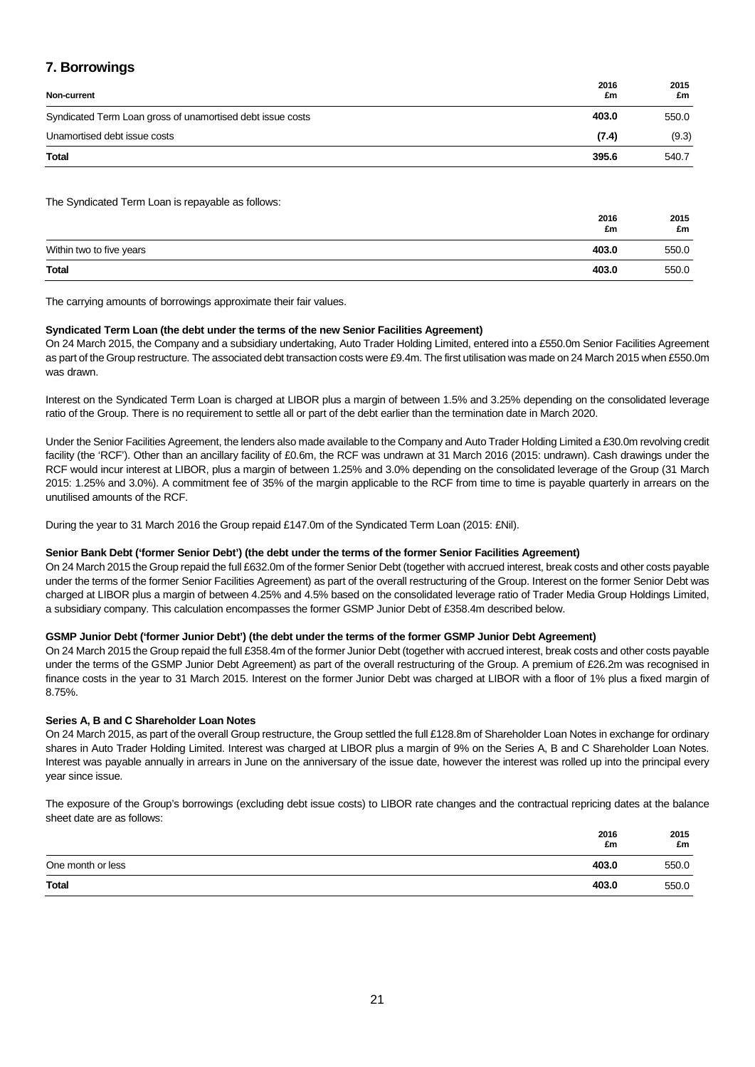## 7. Borrowings

| Non-current | 2016 £m | 2015 £m |
|---|---|---|
| Syndicated Term Loan gross of unamortised debt issue costs | **403.0** | 550.0 |
| Unamortised debt issue costs | **(7.4)** | (9.3) |
| **Total** | **395.6** | 540.7 |

The Syndicated Term Loan is repayable as follows:

| | 2016 £m | 2015 £m |
|---|---|---|
| Within two to five years | **403.0** | 550.0 |
| **Total** | **403.0** | 550.0 |

The carrying amounts of borrowings approximate their fair values.

**Syndicated Term Loan (the debt under the terms of the new Senior Facilities Agreement)**
On 24 March 2015, the Company and a subsidiary undertaking, Auto Trader Holding Limited, entered into a £550.0m Senior Facilities Agreement as part of the Group restructure. The associated debt transaction costs were £9.4m. The first utilisation was made on 24 March 2015 when £550.0m was drawn.

Interest on the Syndicated Term Loan is charged at LIBOR plus a margin of between 1.5% and 3.25% depending on the consolidated leverage ratio of the Group. There is no requirement to settle all or part of the debt earlier than the termination date in March 2020.

Under the Senior Facilities Agreement, the lenders also made available to the Company and Auto Trader Holding Limited a £30.0m revolving credit facility (the 'RCF'). Other than an ancillary facility of £0.6m, the RCF was undrawn at 31 March 2016 (2015: undrawn). Cash drawings under the RCF would incur interest at LIBOR, plus a margin of between 1.25% and 3.0% depending on the consolidated leverage of the Group (31 March 2015: 1.25% and 3.0%). A commitment fee of 35% of the margin applicable to the RCF from time to time is payable quarterly in arrears on the unutilised amounts of the RCF.

During the year to 31 March 2016 the Group repaid £147.0m of the Syndicated Term Loan (2015: £Nil).

**Senior Bank Debt ('former Senior Debt') (the debt under the terms of the former Senior Facilities Agreement)**
On 24 March 2015 the Group repaid the full £632.0m of the former Senior Debt (together with accrued interest, break costs and other costs payable under the terms of the former Senior Facilities Agreement) as part of the overall restructuring of the Group. Interest on the former Senior Debt was charged at LIBOR plus a margin of between 4.25% and 4.5% based on the consolidated leverage ratio of Trader Media Group Holdings Limited, a subsidiary company. This calculation encompasses the former GSMP Junior Debt of £358.4m described below.

**GSMP Junior Debt ('former Junior Debt') (the debt under the terms of the former GSMP Junior Debt Agreement)**
On 24 March 2015 the Group repaid the full £358.4m of the former Junior Debt (together with accrued interest, break costs and other costs payable under the terms of the GSMP Junior Debt Agreement) as part of the overall restructuring of the Group. A premium of £26.2m was recognised in finance costs in the year to 31 March 2015. Interest on the former Junior Debt was charged at LIBOR with a floor of 1% plus a fixed margin of 8.75%.

**Series A, B and C Shareholder Loan Notes**
On 24 March 2015, as part of the overall Group restructure, the Group settled the full £128.8m of Shareholder Loan Notes in exchange for ordinary shares in Auto Trader Holding Limited. Interest was charged at LIBOR plus a margin of 9% on the Series A, B and C Shareholder Loan Notes. Interest was payable annually in arrears in June on the anniversary of the issue date, however the interest was rolled up into the principal every year since issue.

The exposure of the Group's borrowings (excluding debt issue costs) to LIBOR rate changes and the contractual repricing dates at the balance sheet date are as follows:

| | 2016 £m | 2015 £m |
|---|---|---|
| One month or less | **403.0** | 550.0 |
| **Total** | **403.0** | 550.0 |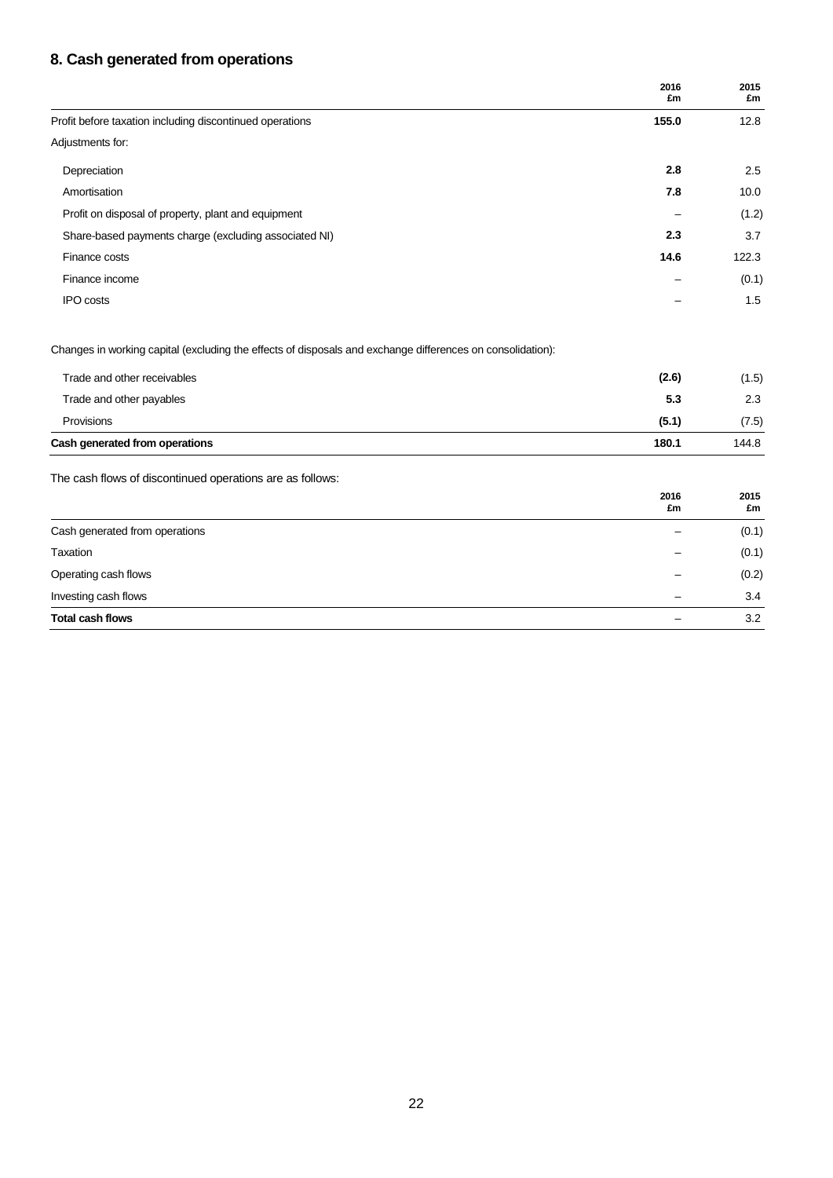## 8. Cash generated from operations

| | 2016 £m | 2015 £m |
|---|---|---|
| Profit before taxation including discontinued operations | **155.0** | 12.8 |
| Adjustments for: | | |
| Depreciation | **2.8** | 2.5 |
| Amortisation | **7.8** | 10.0 |
| Profit on disposal of property, plant and equipment | – | (1.2) |
| Share-based payments charge (excluding associated NI) | **2.3** | 3.7 |
| Finance costs | **14.6** | 122.3 |
| Finance income | – | (0.1) |
| IPO costs | – | 1.5 |
| Changes in working capital (excluding the effects of disposals and exchange differences on consolidation): | | |
| Trade and other receivables | **(2.6)** | (1.5) |
| Trade and other payables | **5.3** | 2.3 |
| Provisions | **(5.1)** | (7.5) |
| **Cash generated from operations** | **180.1** | 144.8 |

The cash flows of discontinued operations are as follows:

| | 2016 £m | 2015 £m |
|---|---|---|
| Cash generated from operations | – | (0.1) |
| Taxation | – | (0.1) |
| Operating cash flows | – | (0.2) |
| Investing cash flows | – | 3.4 |
| **Total cash flows** | – | 3.2 |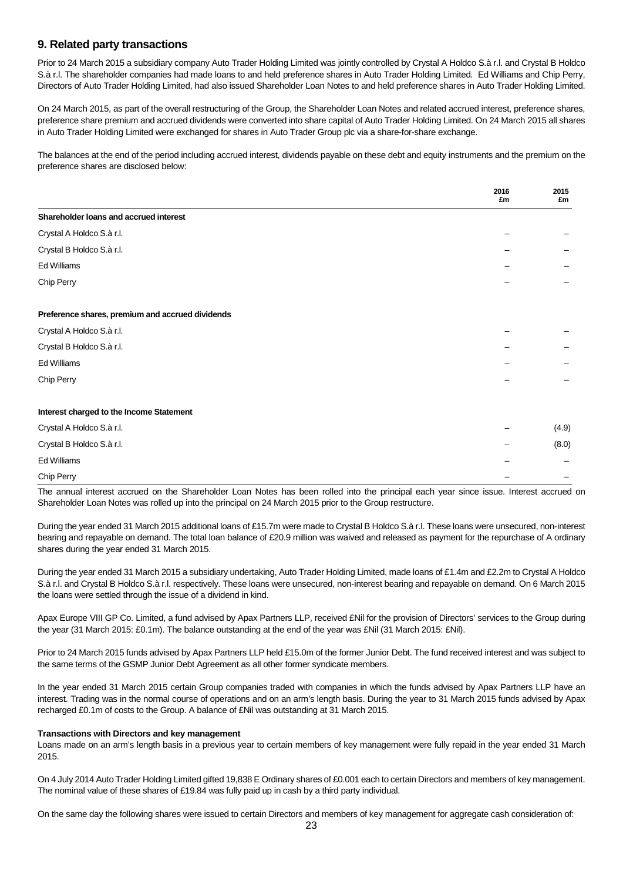## 9. Related party transactions

Prior to 24 March 2015 a subsidiary company Auto Trader Holding Limited was jointly controlled by Crystal A Holdco S.à r.l. and Crystal B Holdco S.à r.l. The shareholder companies had made loans to and held preference shares in Auto Trader Holding Limited. Ed Williams and Chip Perry, Directors of Auto Trader Holding Limited, had also issued Shareholder Loan Notes to and held preference shares in Auto Trader Holding Limited.

On 24 March 2015, as part of the overall restructuring of the Group, the Shareholder Loan Notes and related accrued interest, preference shares, preference share premium and accrued dividends were converted into share capital of Auto Trader Holding Limited. On 24 March 2015 all shares in Auto Trader Holding Limited were exchanged for shares in Auto Trader Group plc via a share-for-share exchange.

The balances at the end of the period including accrued interest, dividends payable on these debt and equity instruments and the premium on the preference shares are disclosed below:

| | 2016 £m | 2015 £m |
|---|---|---|
| **Shareholder loans and accrued interest** | | |
| Crystal A Holdco S.à r.l. | – | – |
| Crystal B Holdco S.à r.l. | – | – |
| Ed Williams | – | – |
| Chip Perry | – | – |
| **Preference shares, premium and accrued dividends** | | |
| Crystal A Holdco S.à r.l. | – | – |
| Crystal B Holdco S.à r.l. | – | – |
| Ed Williams | – | – |
| Chip Perry | – | – |
| **Interest charged to the Income Statement** | | |
| Crystal A Holdco S.à r.l. | – | (4.9) |
| Crystal B Holdco S.à r.l. | – | (8.0) |
| Ed Williams | – | – |
| Chip Perry | – | – |

The annual interest accrued on the Shareholder Loan Notes has been rolled into the principal each year since issue. Interest accrued on Shareholder Loan Notes was rolled up into the principal on 24 March 2015 prior to the Group restructure.

During the year ended 31 March 2015 additional loans of £15.7m were made to Crystal B Holdco S.à r.l. These loans were unsecured, non-interest bearing and repayable on demand. The total loan balance of £20.9 million was waived and released as payment for the repurchase of A ordinary shares during the year ended 31 March 2015.

During the year ended 31 March 2015 a subsidiary undertaking, Auto Trader Holding Limited, made loans of £1.4m and £2.2m to Crystal A Holdco S.à r.l. and Crystal B Holdco S.à r.l. respectively. These loans were unsecured, non-interest bearing and repayable on demand. On 6 March 2015 the loans were settled through the issue of a dividend in kind.

Apax Europe VIII GP Co. Limited, a fund advised by Apax Partners LLP, received £Nil for the provision of Directors' services to the Group during the year (31 March 2015: £0.1m). The balance outstanding at the end of the year was £Nil (31 March 2015: £Nil).

Prior to 24 March 2015 funds advised by Apax Partners LLP held £15.0m of the former Junior Debt. The fund received interest and was subject to the same terms of the GSMP Junior Debt Agreement as all other former syndicate members.

In the year ended 31 March 2015 certain Group companies traded with companies in which the funds advised by Apax Partners LLP have an interest. Trading was in the normal course of operations and on an arm's length basis. During the year to 31 March 2015 funds advised by Apax recharged £0.1m of costs to the Group. A balance of £Nil was outstanding at 31 March 2015.

**Transactions with Directors and key management**

Loans made on an arm's length basis in a previous year to certain members of key management were fully repaid in the year ended 31 March 2015.

On 4 July 2014 Auto Trader Holding Limited gifted 19,838 E Ordinary shares of £0.001 each to certain Directors and members of key management. The nominal value of these shares of £19.84 was fully paid up in cash by a third party individual.

On the same day the following shares were issued to certain Directors and members of key management for aggregate cash consideration of: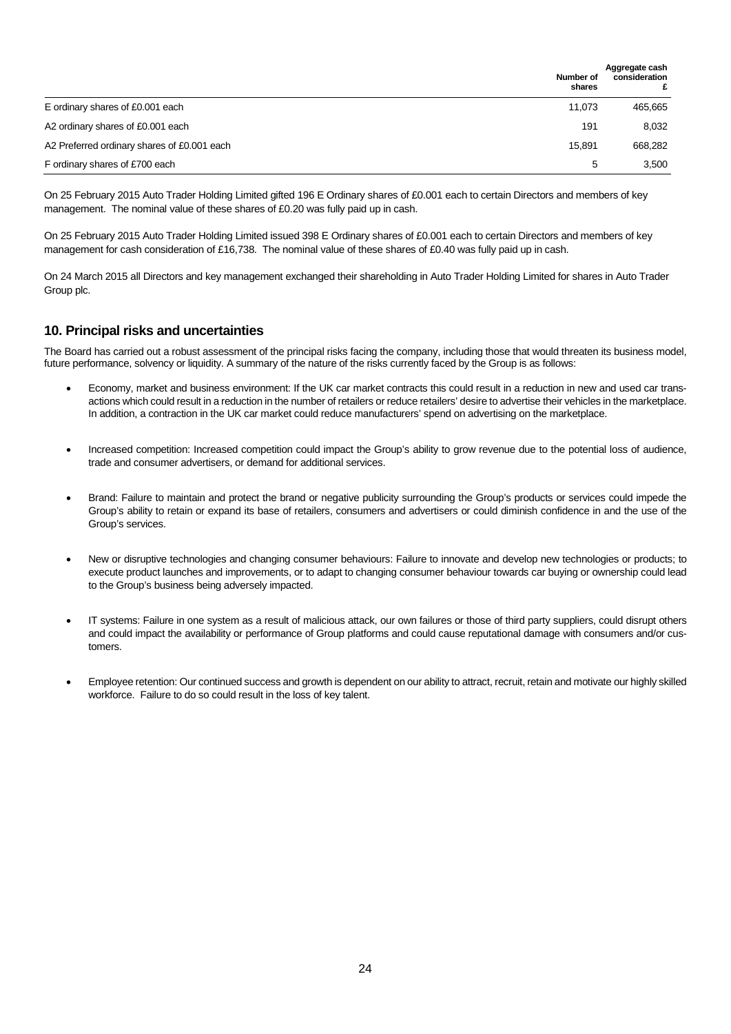| | Number of shares | Aggregate cash consideration £ |
|---|---|---|
| E ordinary shares of £0.001 each | 11,073 | 465,665 |
| A2 ordinary shares of £0.001 each | 191 | 8,032 |
| A2 Preferred ordinary shares of £0.001 each | 15,891 | 668,282 |
| F ordinary shares of £700 each | 5 | 3,500 |

On 25 February 2015 Auto Trader Holding Limited gifted 196 E Ordinary shares of £0.001 each to certain Directors and members of key management. The nominal value of these shares of £0.20 was fully paid up in cash.

On 25 February 2015 Auto Trader Holding Limited issued 398 E Ordinary shares of £0.001 each to certain Directors and members of key management for cash consideration of £16,738. The nominal value of these shares of £0.40 was fully paid up in cash.

On 24 March 2015 all Directors and key management exchanged their shareholding in Auto Trader Holding Limited for shares in Auto Trader Group plc.

## 10. Principal risks and uncertainties

The Board has carried out a robust assessment of the principal risks facing the company, including those that would threaten its business model, future performance, solvency or liquidity. A summary of the nature of the risks currently faced by the Group is as follows:

- Economy, market and business environment: If the UK car market contracts this could result in a reduction in new and used car transactions which could result in a reduction in the number of retailers or reduce retailers' desire to advertise their vehicles in the marketplace. In addition, a contraction in the UK car market could reduce manufacturers' spend on advertising on the marketplace.

- Increased competition: Increased competition could impact the Group's ability to grow revenue due to the potential loss of audience, trade and consumer advertisers, or demand for additional services.

- Brand: Failure to maintain and protect the brand or negative publicity surrounding the Group's products or services could impede the Group's ability to retain or expand its base of retailers, consumers and advertisers or could diminish confidence in and the use of the Group's services.

- New or disruptive technologies and changing consumer behaviours: Failure to innovate and develop new technologies or products; to execute product launches and improvements, or to adapt to changing consumer behaviour towards car buying or ownership could lead to the Group's business being adversely impacted.

- IT systems: Failure in one system as a result of malicious attack, our own failures or those of third party suppliers, could disrupt others and could impact the availability or performance of Group platforms and could cause reputational damage with consumers and/or customers.

- Employee retention: Our continued success and growth is dependent on our ability to attract, recruit, retain and motivate our highly skilled workforce. Failure to do so could result in the loss of key talent.